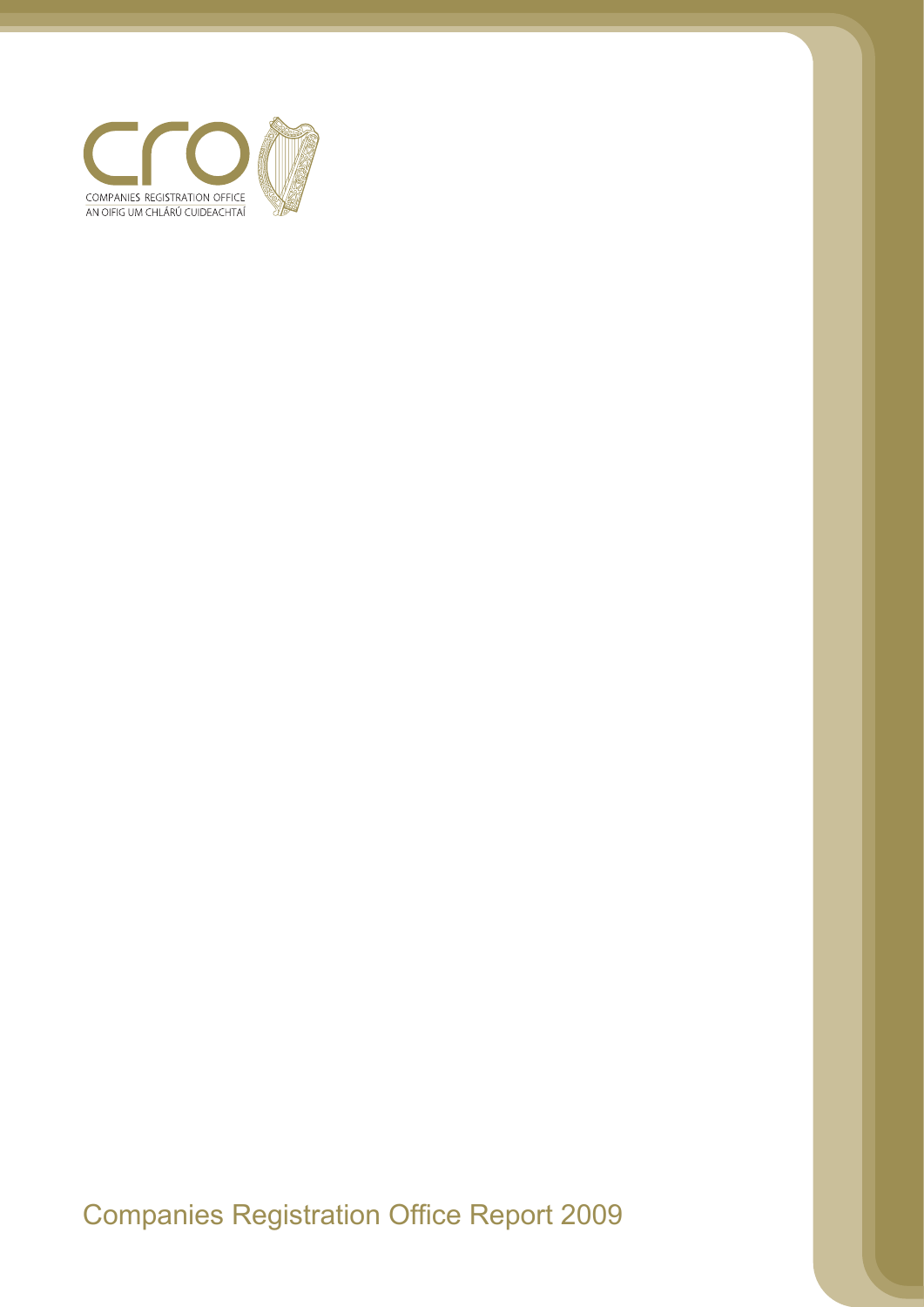CRO

COMPANIES REGISTRATION OFFICE
AN OIFIG UM CHLÁRÚ CUIDEACHTAÍ

# Companies Registration Office Report 2009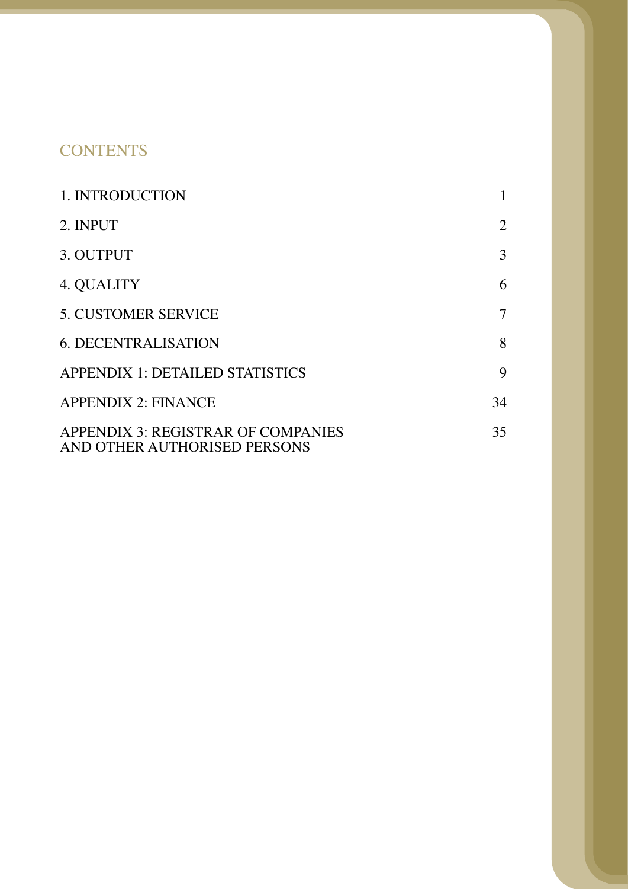# CONTENTS

| | |
|---|---|
| 1. INTRODUCTION | 1 |
| 2. INPUT | 2 |
| 3. OUTPUT | 3 |
| 4. QUALITY | 6 |
| 5. CUSTOMER SERVICE | 7 |
| 6. DECENTRALISATION | 8 |
| APPENDIX 1: DETAILED STATISTICS | 9 |
| APPENDIX 2: FINANCE | 34 |
| APPENDIX 3: REGISTRAR OF COMPANIES AND OTHER AUTHORISED PERSONS | 35 |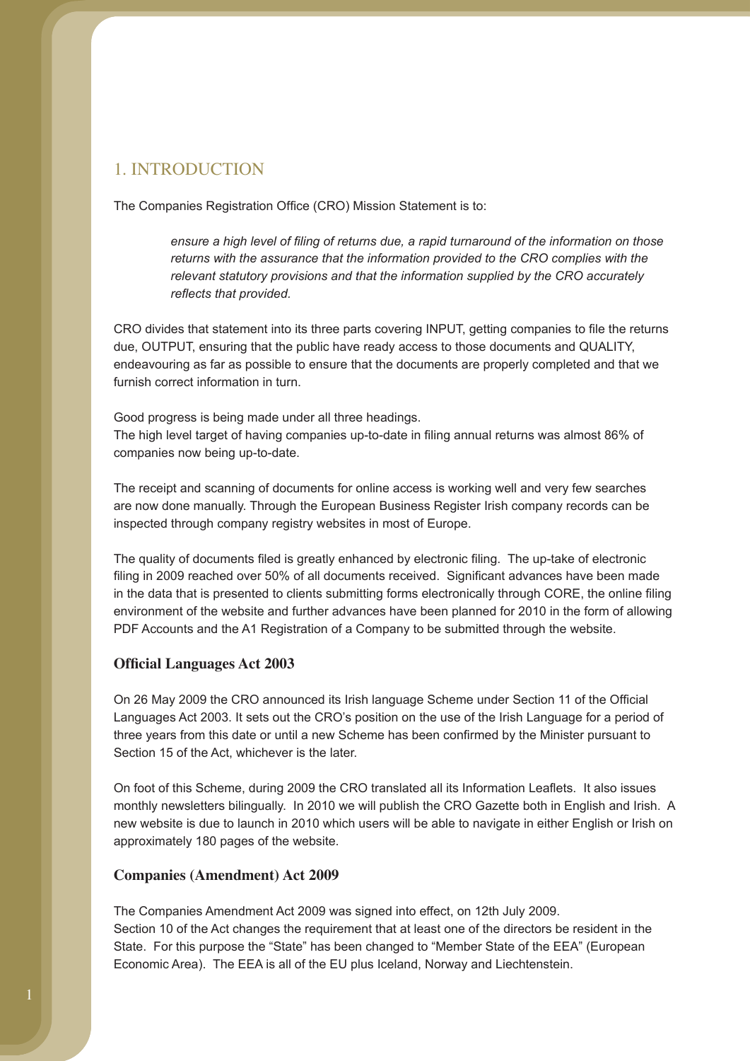## 1. INTRODUCTION

The Companies Registration Office (CRO) Mission Statement is to:

> *ensure a high level of filing of returns due, a rapid turnaround of the information on those returns with the assurance that the information provided to the CRO complies with the relevant statutory provisions and that the information supplied by the CRO accurately reflects that provided.*

CRO divides that statement into its three parts covering INPUT, getting companies to file the returns due, OUTPUT, ensuring that the public have ready access to those documents and QUALITY, endeavouring as far as possible to ensure that the documents are properly completed and that we furnish correct information in turn.

Good progress is being made under all three headings.
The high level target of having companies up-to-date in filing annual returns was almost 86% of companies now being up-to-date.

The receipt and scanning of documents for online access is working well and very few searches are now done manually. Through the European Business Register Irish company records can be inspected through company registry websites in most of Europe.

The quality of documents filed is greatly enhanced by electronic filing. The up-take of electronic filing in 2009 reached over 50% of all documents received. Significant advances have been made in the data that is presented to clients submitting forms electronically through CORE, the online filing environment of the website and further advances have been planned for 2010 in the form of allowing PDF Accounts and the A1 Registration of a Company to be submitted through the website.

### Official Languages Act 2003

On 26 May 2009 the CRO announced its Irish language Scheme under Section 11 of the Official Languages Act 2003. It sets out the CRO's position on the use of the Irish Language for a period of three years from this date or until a new Scheme has been confirmed by the Minister pursuant to Section 15 of the Act, whichever is the later.

On foot of this Scheme, during 2009 the CRO translated all its Information Leaflets. It also issues monthly newsletters bilingually. In 2010 we will publish the CRO Gazette both in English and Irish. A new website is due to launch in 2010 which users will be able to navigate in either English or Irish on approximately 180 pages of the website.

### Companies (Amendment) Act 2009

The Companies Amendment Act 2009 was signed into effect, on 12th July 2009.
Section 10 of the Act changes the requirement that at least one of the directors be resident in the State. For this purpose the "State" has been changed to "Member State of the EEA" (European Economic Area). The EEA is all of the EU plus Iceland, Norway and Liechtenstein.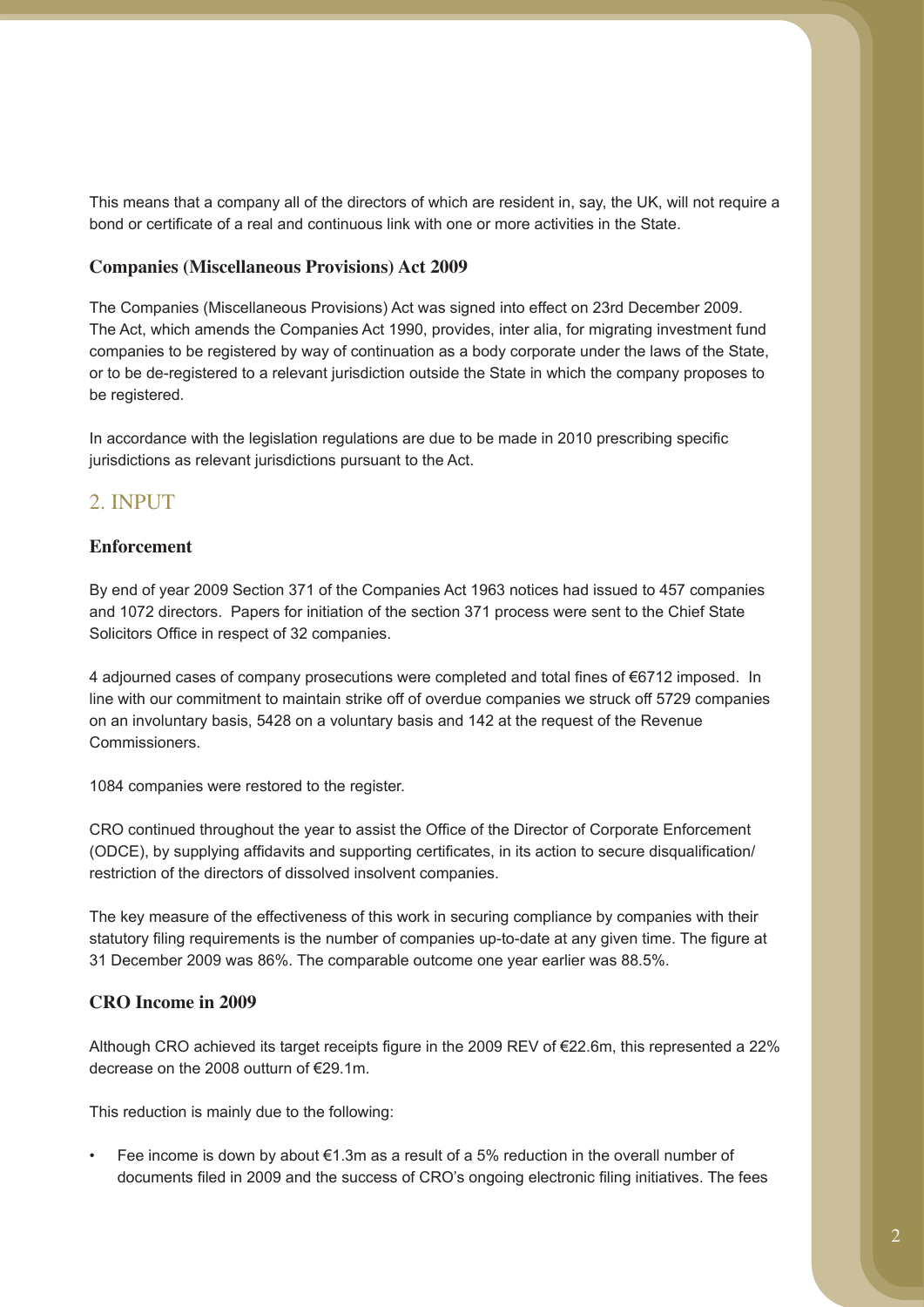This means that a company all of the directors of which are resident in, say, the UK, will not require a bond or certificate of a real and continuous link with one or more activities in the State.

### Companies (Miscellaneous Provisions) Act 2009

The Companies (Miscellaneous Provisions) Act was signed into effect on 23rd December 2009. The Act, which amends the Companies Act 1990, provides, inter alia, for migrating investment fund companies to be registered by way of continuation as a body corporate under the laws of the State, or to be de-registered to a relevant jurisdiction outside the State in which the company proposes to be registered.

In accordance with the legislation regulations are due to be made in 2010 prescribing specific jurisdictions as relevant jurisdictions pursuant to the Act.

## 2. INPUT

### Enforcement

By end of year 2009 Section 371 of the Companies Act 1963 notices had issued to 457 companies and 1072 directors. Papers for initiation of the section 371 process were sent to the Chief State Solicitors Office in respect of 32 companies.

4 adjourned cases of company prosecutions were completed and total fines of €6712 imposed. In line with our commitment to maintain strike off of overdue companies we struck off 5729 companies on an involuntary basis, 5428 on a voluntary basis and 142 at the request of the Revenue Commissioners.

1084 companies were restored to the register.

CRO continued throughout the year to assist the Office of the Director of Corporate Enforcement (ODCE), by supplying affidavits and supporting certificates, in its action to secure disqualification/restriction of the directors of dissolved insolvent companies.

The key measure of the effectiveness of this work in securing compliance by companies with their statutory filing requirements is the number of companies up-to-date at any given time. The figure at 31 December 2009 was 86%. The comparable outcome one year earlier was 88.5%.

### CRO Income in 2009

Although CRO achieved its target receipts figure in the 2009 REV of €22.6m, this represented a 22% decrease on the 2008 outturn of €29.1m.

This reduction is mainly due to the following:

- Fee income is down by about €1.3m as a result of a 5% reduction in the overall number of documents filed in 2009 and the success of CRO's ongoing electronic filing initiatives. The fees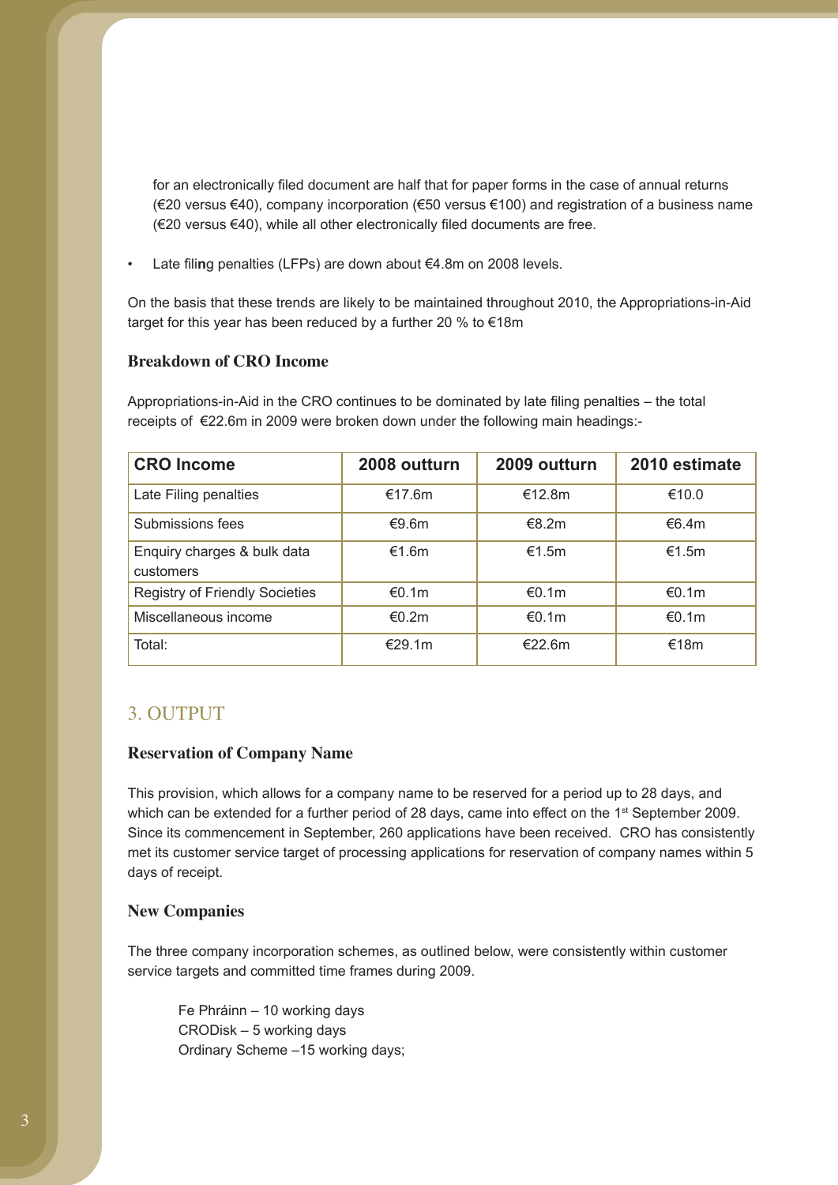for an electronically filed document are half that for paper forms in the case of annual returns (€20 versus €40), company incorporation (€50 versus €100) and registration of a business name (€20 versus €40), while all other electronically filed documents are free.

- Late filing penalties (LFPs) are down about €4.8m on 2008 levels.

On the basis that these trends are likely to be maintained throughout 2010, the Appropriations-in-Aid target for this year has been reduced by a further 20 % to €18m

### Breakdown of CRO Income

Appropriations-in-Aid in the CRO continues to be dominated by late filing penalties – the total receipts of €22.6m in 2009 were broken down under the following main headings:-

| CRO Income | 2008 outturn | 2009 outturn | 2010 estimate |
|---|---|---|---|
| Late Filing penalties | €17.6m | €12.8m | €10.0 |
| Submissions fees | €9.6m | €8.2m | €6.4m |
| Enquiry charges & bulk data customers | €1.6m | €1.5m | €1.5m |
| Registry of Friendly Societies | €0.1m | €0.1m | €0.1m |
| Miscellaneous income | €0.2m | €0.1m | €0.1m |
| Total: | €29.1m | €22.6m | €18m |

## 3. OUTPUT

### Reservation of Company Name

This provision, which allows for a company name to be reserved for a period up to 28 days, and which can be extended for a further period of 28 days, came into effect on the 1st September 2009. Since its commencement in September, 260 applications have been received. CRO has consistently met its customer service target of processing applications for reservation of company names within 5 days of receipt.

### New Companies

The three company incorporation schemes, as outlined below, were consistently within customer service targets and committed time frames during 2009.

Fe Phráinn – 10 working days
CRODisk – 5 working days
Ordinary Scheme –15 working days;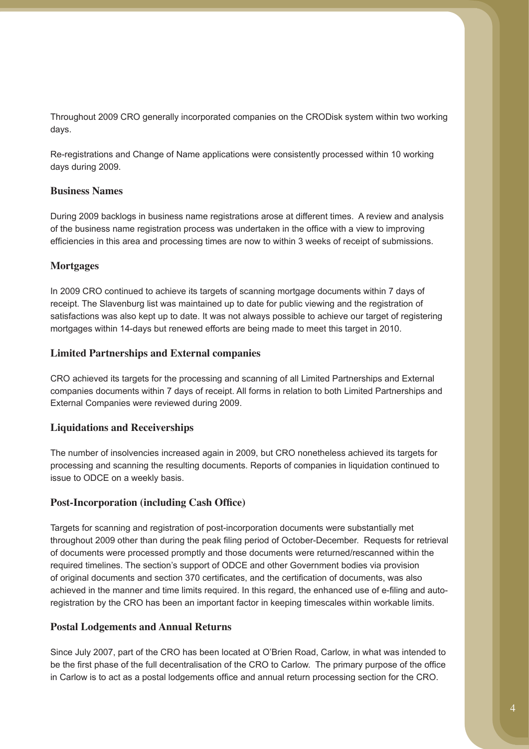Throughout 2009 CRO generally incorporated companies on the CRODisk system within two working days.

Re-registrations and Change of Name applications were consistently processed within 10 working days during 2009.

## Business Names

During 2009 backlogs in business name registrations arose at different times. A review and analysis of the business name registration process was undertaken in the office with a view to improving efficiencies in this area and processing times are now to within 3 weeks of receipt of submissions.

## Mortgages

In 2009 CRO continued to achieve its targets of scanning mortgage documents within 7 days of receipt. The Slavenburg list was maintained up to date for public viewing and the registration of satisfactions was also kept up to date. It was not always possible to achieve our target of registering mortgages within 14-days but renewed efforts are being made to meet this target in 2010.

## Limited Partnerships and External companies

CRO achieved its targets for the processing and scanning of all Limited Partnerships and External companies documents within 7 days of receipt. All forms in relation to both Limited Partnerships and External Companies were reviewed during 2009.

## Liquidations and Receiverships

The number of insolvencies increased again in 2009, but CRO nonetheless achieved its targets for processing and scanning the resulting documents. Reports of companies in liquidation continued to issue to ODCE on a weekly basis.

## Post-Incorporation (including Cash Office)

Targets for scanning and registration of post-incorporation documents were substantially met throughout 2009 other than during the peak filing period of October-December. Requests for retrieval of documents were processed promptly and those documents were returned/rescanned within the required timelines. The section's support of ODCE and other Government bodies via provision of original documents and section 370 certificates, and the certification of documents, was also achieved in the manner and time limits required. In this regard, the enhanced use of e-filing and auto-registration by the CRO has been an important factor in keeping timescales within workable limits.

## Postal Lodgements and Annual Returns

Since July 2007, part of the CRO has been located at O'Brien Road, Carlow, in what was intended to be the first phase of the full decentralisation of the CRO to Carlow. The primary purpose of the office in Carlow is to act as a postal lodgements office and annual return processing section for the CRO.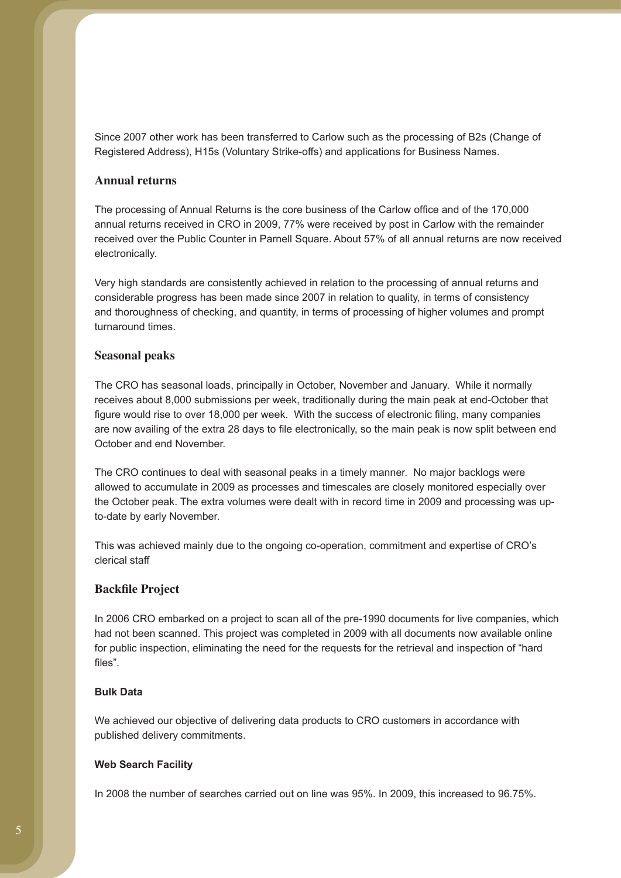Since 2007 other work has been transferred to Carlow such as the processing of B2s (Change of Registered Address), H15s (Voluntary Strike-offs) and applications for Business Names.

## Annual returns

The processing of Annual Returns is the core business of the Carlow office and of the 170,000 annual returns received in CRO in 2009, 77% were received by post in Carlow with the remainder received over the Public Counter in Parnell Square. About 57% of all annual returns are now received electronically.

Very high standards are consistently achieved in relation to the processing of annual returns and considerable progress has been made since 2007 in relation to quality, in terms of consistency and thoroughness of checking, and quantity, in terms of processing of higher volumes and prompt turnaround times.

## Seasonal peaks

The CRO has seasonal loads, principally in October, November and January. While it normally receives about 8,000 submissions per week, traditionally during the main peak at end-October that figure would rise to over 18,000 per week. With the success of electronic filing, many companies are now availing of the extra 28 days to file electronically, so the main peak is now split between end October and end November.

The CRO continues to deal with seasonal peaks in a timely manner. No major backlogs were allowed to accumulate in 2009 as processes and timescales are closely monitored especially over the October peak. The extra volumes were dealt with in record time in 2009 and processing was up-to-date by early November.

This was achieved mainly due to the ongoing co-operation, commitment and expertise of CRO's clerical staff

## Backfile Project

In 2006 CRO embarked on a project to scan all of the pre-1990 documents for live companies, which had not been scanned. This project was completed in 2009 with all documents now available online for public inspection, eliminating the need for the requests for the retrieval and inspection of "hard files".

### Bulk Data

We achieved our objective of delivering data products to CRO customers in accordance with published delivery commitments.

### Web Search Facility

In 2008 the number of searches carried out on line was 95%. In 2009, this increased to 96.75%.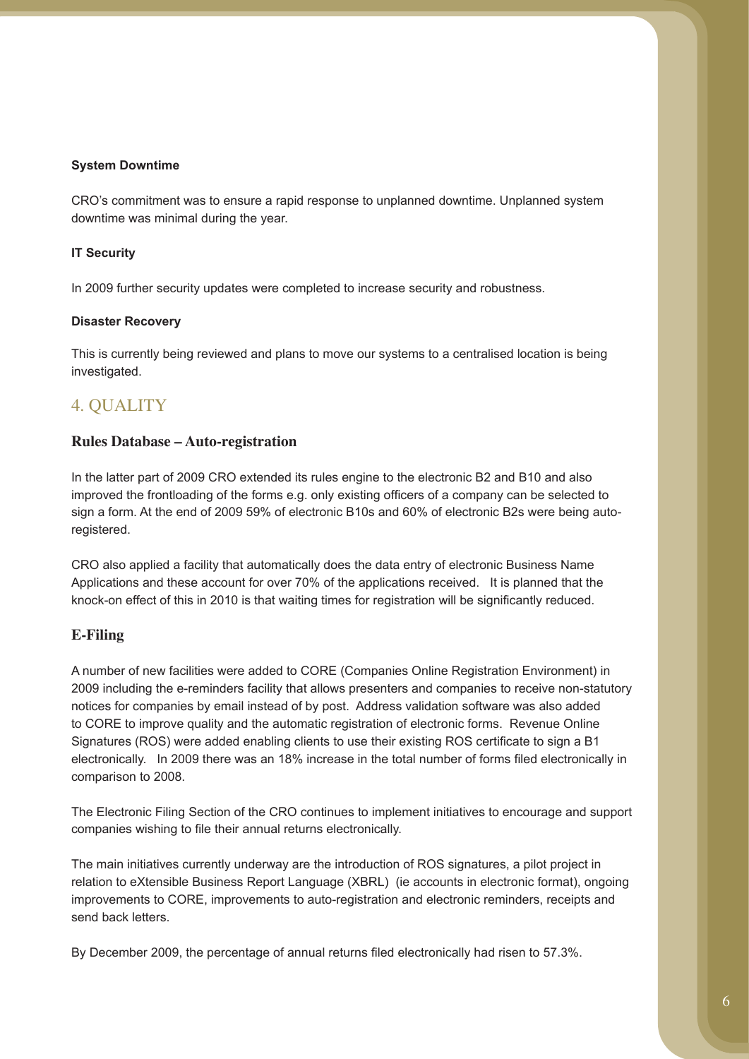**System Downtime**

CRO's commitment was to ensure a rapid response to unplanned downtime. Unplanned system downtime was minimal during the year.

**IT Security**

In 2009 further security updates were completed to increase security and robustness.

**Disaster Recovery**

This is currently being reviewed and plans to move our systems to a centralised location is being investigated.

## 4. QUALITY

### Rules Database – Auto-registration

In the latter part of 2009 CRO extended its rules engine to the electronic B2 and B10 and also improved the frontloading of the forms e.g. only existing officers of a company can be selected to sign a form. At the end of 2009 59% of electronic B10s and 60% of electronic B2s were being auto-registered.

CRO also applied a facility that automatically does the data entry of electronic Business Name Applications and these account for over 70% of the applications received. It is planned that the knock-on effect of this in 2010 is that waiting times for registration will be significantly reduced.

### E-Filing

A number of new facilities were added to CORE (Companies Online Registration Environment) in 2009 including the e-reminders facility that allows presenters and companies to receive non-statutory notices for companies by email instead of by post. Address validation software was also added to CORE to improve quality and the automatic registration of electronic forms. Revenue Online Signatures (ROS) were added enabling clients to use their existing ROS certificate to sign a B1 electronically. In 2009 there was an 18% increase in the total number of forms filed electronically in comparison to 2008.

The Electronic Filing Section of the CRO continues to implement initiatives to encourage and support companies wishing to file their annual returns electronically.

The main initiatives currently underway are the introduction of ROS signatures, a pilot project in relation to eXtensible Business Report Language (XBRL) (ie accounts in electronic format), ongoing improvements to CORE, improvements to auto-registration and electronic reminders, receipts and send back letters.

By December 2009, the percentage of annual returns filed electronically had risen to 57.3%.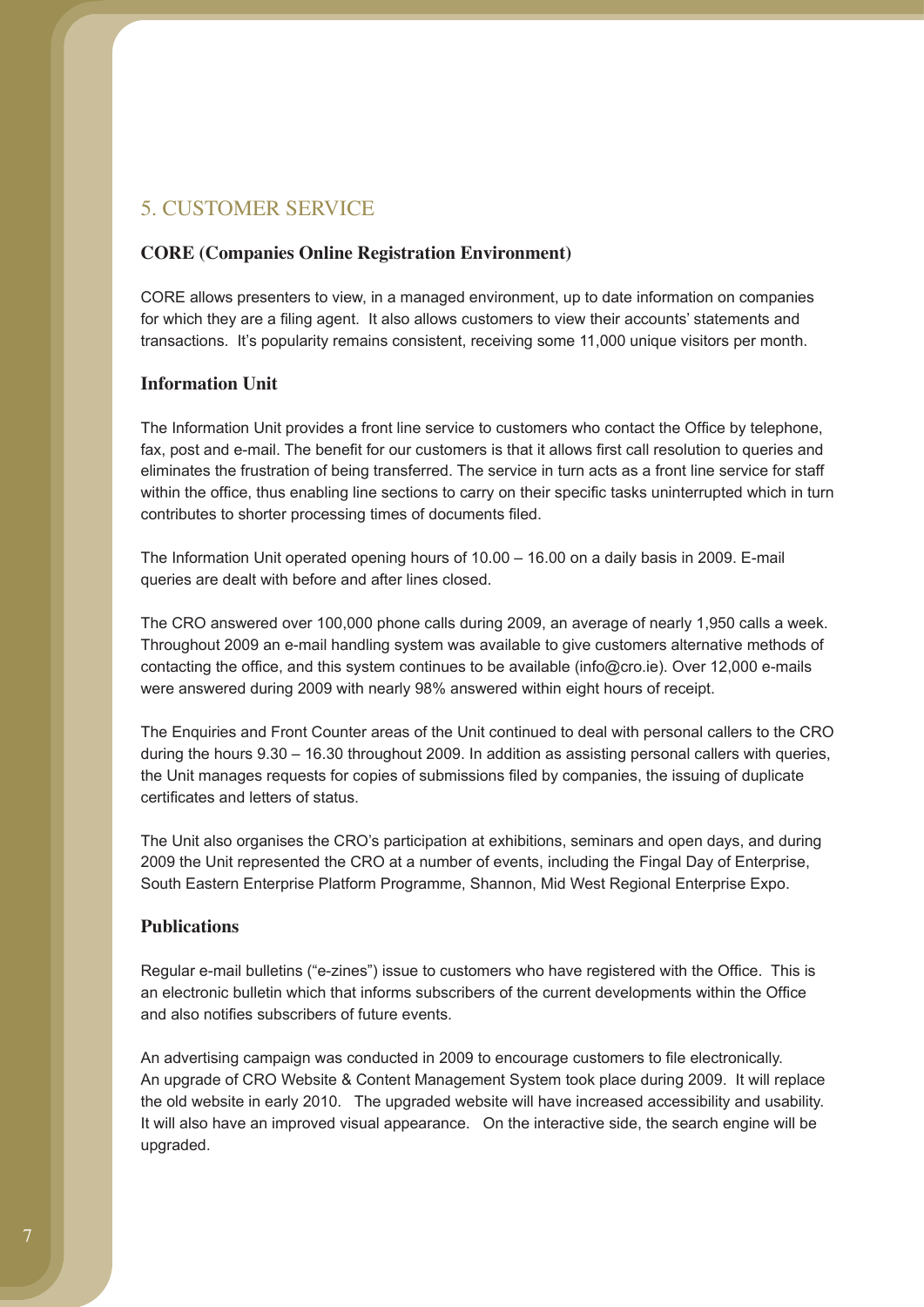## 5. CUSTOMER SERVICE

### CORE (Companies Online Registration Environment)

CORE allows presenters to view, in a managed environment, up to date information on companies for which they are a filing agent. It also allows customers to view their accounts' statements and transactions. It's popularity remains consistent, receiving some 11,000 unique visitors per month.

### Information Unit

The Information Unit provides a front line service to customers who contact the Office by telephone, fax, post and e-mail. The benefit for our customers is that it allows first call resolution to queries and eliminates the frustration of being transferred. The service in turn acts as a front line service for staff within the office, thus enabling line sections to carry on their specific tasks uninterrupted which in turn contributes to shorter processing times of documents filed.

The Information Unit operated opening hours of 10.00 – 16.00 on a daily basis in 2009. E-mail queries are dealt with before and after lines closed.

The CRO answered over 100,000 phone calls during 2009, an average of nearly 1,950 calls a week. Throughout 2009 an e-mail handling system was available to give customers alternative methods of contacting the office, and this system continues to be available (info@cro.ie). Over 12,000 e-mails were answered during 2009 with nearly 98% answered within eight hours of receipt.

The Enquiries and Front Counter areas of the Unit continued to deal with personal callers to the CRO during the hours 9.30 – 16.30 throughout 2009. In addition as assisting personal callers with queries, the Unit manages requests for copies of submissions filed by companies, the issuing of duplicate certificates and letters of status.

The Unit also organises the CRO's participation at exhibitions, seminars and open days, and during 2009 the Unit represented the CRO at a number of events, including the Fingal Day of Enterprise, South Eastern Enterprise Platform Programme, Shannon, Mid West Regional Enterprise Expo.

### Publications

Regular e-mail bulletins ("e-zines") issue to customers who have registered with the Office. This is an electronic bulletin which that informs subscribers of the current developments within the Office and also notifies subscribers of future events.

An advertising campaign was conducted in 2009 to encourage customers to file electronically. An upgrade of CRO Website & Content Management System took place during 2009. It will replace the old website in early 2010. The upgraded website will have increased accessibility and usability. It will also have an improved visual appearance. On the interactive side, the search engine will be upgraded.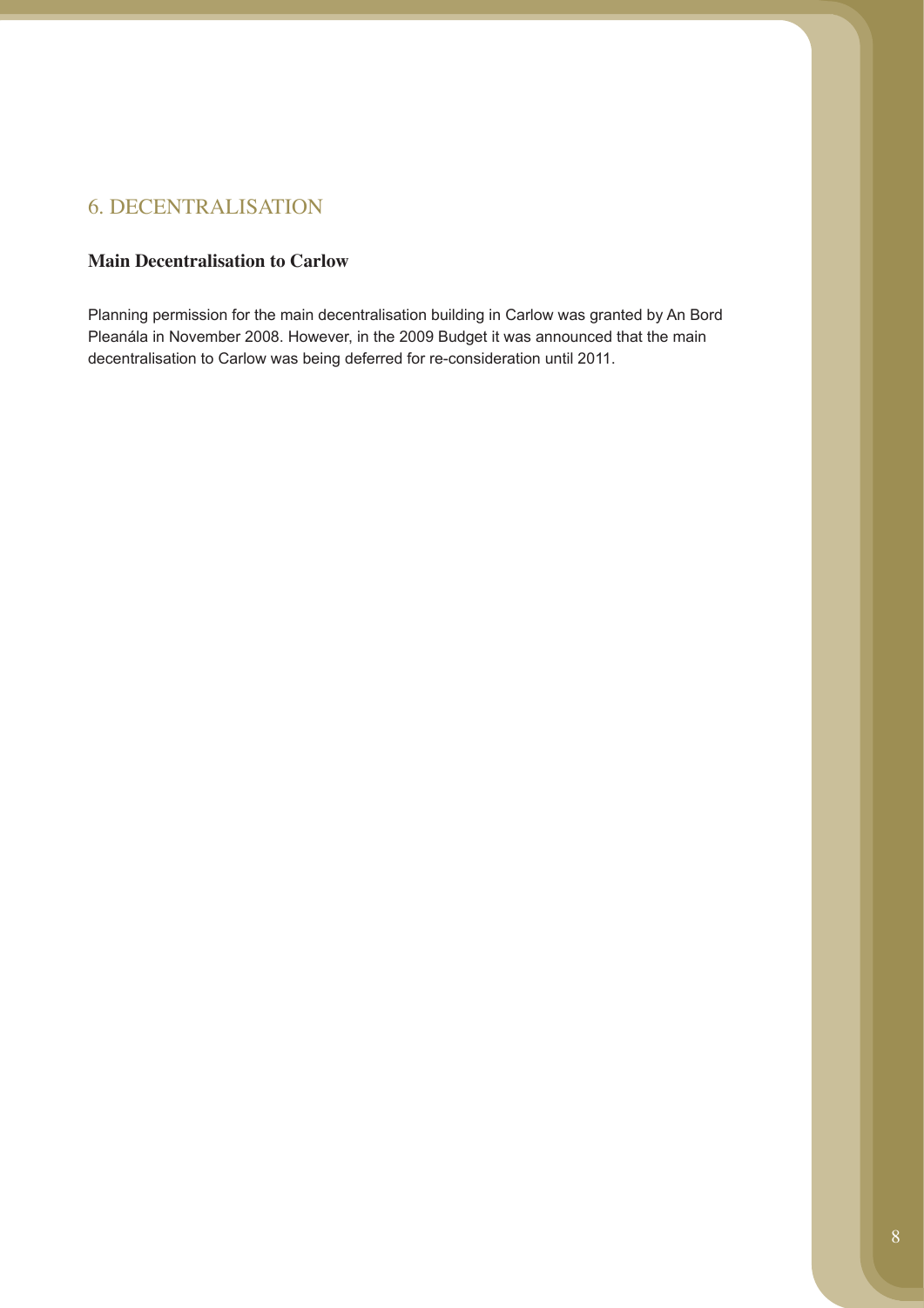## 6. DECENTRALISATION

### Main Decentralisation to Carlow

Planning permission for the main decentralisation building in Carlow was granted by An Bord Pleanála in November 2008. However, in the 2009 Budget it was announced that the main decentralisation to Carlow was being deferred for re-consideration until 2011.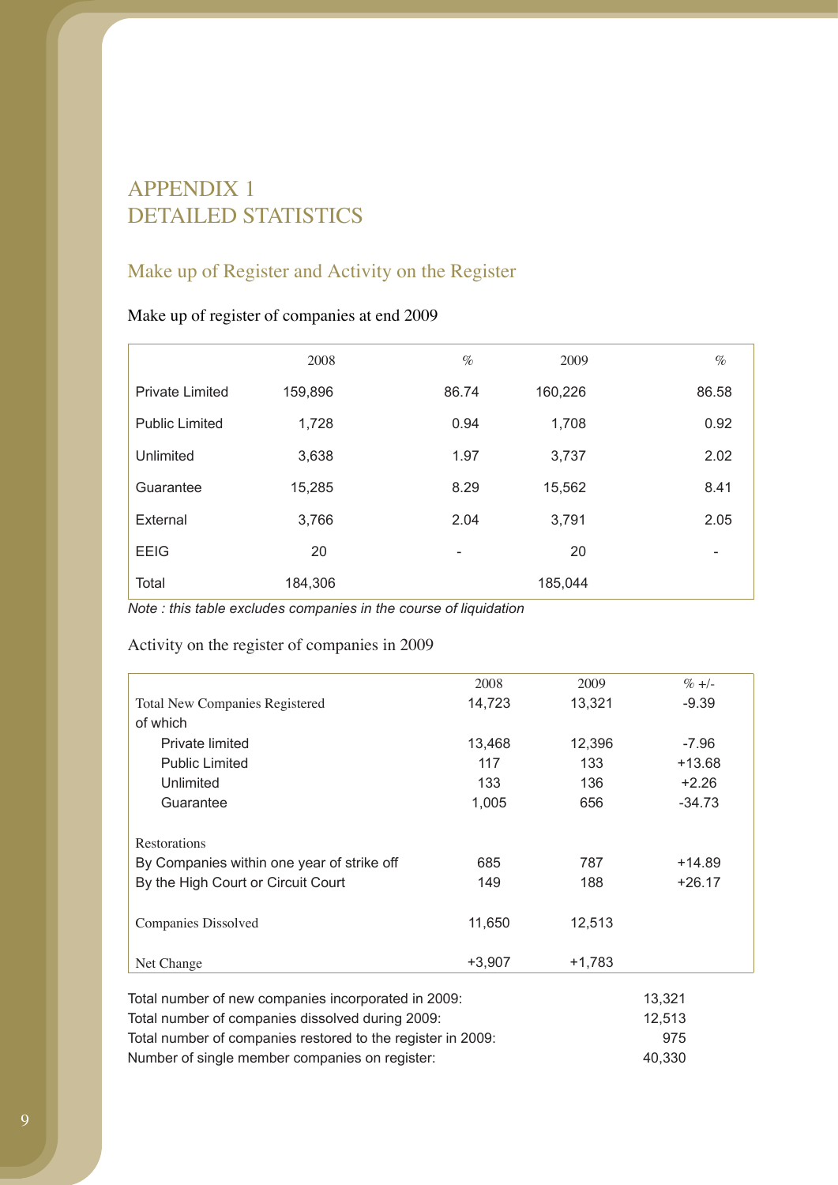# APPENDIX 1
# DETAILED STATISTICS

## Make up of Register and Activity on the Register

### Make up of register of companies at end 2009

| | 2008 | % | 2009 | % |
|---|---|---|---|---|
| Private Limited | 159,896 | 86.74 | 160,226 | 86.58 |
| Public Limited | 1,728 | 0.94 | 1,708 | 0.92 |
| Unlimited | 3,638 | 1.97 | 3,737 | 2.02 |
| Guarantee | 15,285 | 8.29 | 15,562 | 8.41 |
| External | 3,766 | 2.04 | 3,791 | 2.05 |
| EEIG | 20 | - | 20 | - |
| Total | 184,306 | | 185,044 | |

*Note : this table excludes companies in the course of liquidation*

### Activity on the register of companies in 2009

| | 2008 | 2009 | % +/- |
|---|---|---|---|
| Total New Companies Registered | 14,723 | 13,321 | -9.39 |
| of which | | | |
| Private limited | 13,468 | 12,396 | -7.96 |
| Public Limited | 117 | 133 | +13.68 |
| Unlimited | 133 | 136 | +2.26 |
| Guarantee | 1,005 | 656 | -34.73 |
| Restorations | | | |
| By Companies within one year of strike off | 685 | 787 | +14.89 |
| By the High Court or Circuit Court | 149 | 188 | +26.17 |
| Companies Dissolved | 11,650 | 12,513 | |
| Net Change | +3,907 | +1,783 | |

| | |
|---|---|
| Total number of new companies incorporated in 2009: | 13,321 |
| Total number of companies dissolved during 2009: | 12,513 |
| Total number of companies restored to the register in 2009: | 975 |
| Number of single member companies on register: | 40,330 |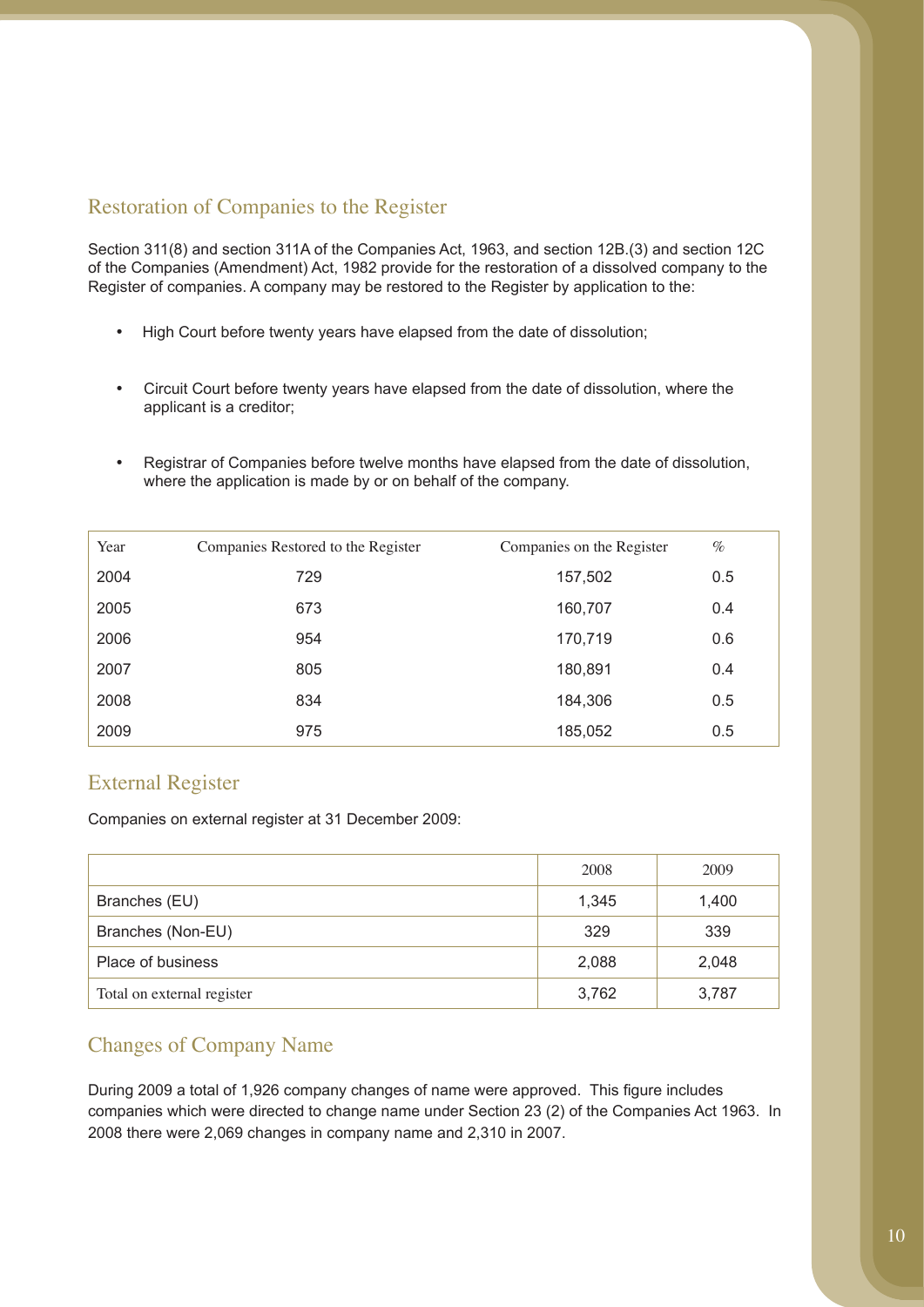## Restoration of Companies to the Register

Section 311(8) and section 311A of the Companies Act, 1963, and section 12B.(3) and section 12C of the Companies (Amendment) Act, 1982 provide for the restoration of a dissolved company to the Register of companies. A company may be restored to the Register by application to the:

- High Court before twenty years have elapsed from the date of dissolution;
- Circuit Court before twenty years have elapsed from the date of dissolution, where the applicant is a creditor;
- Registrar of Companies before twelve months have elapsed from the date of dissolution, where the application is made by or on behalf of the company.

| Year | Companies Restored to the Register | Companies on the Register | % |
|---|---|---|---|
| 2004 | 729 | 157,502 | 0.5 |
| 2005 | 673 | 160,707 | 0.4 |
| 2006 | 954 | 170,719 | 0.6 |
| 2007 | 805 | 180,891 | 0.4 |
| 2008 | 834 | 184,306 | 0.5 |
| 2009 | 975 | 185,052 | 0.5 |

## External Register

Companies on external register at 31 December 2009:

| | 2008 | 2009 |
|---|---|---|
| Branches (EU) | 1,345 | 1,400 |
| Branches (Non-EU) | 329 | 339 |
| Place of business | 2,088 | 2,048 |
| Total on external register | 3,762 | 3,787 |

## Changes of Company Name

During 2009 a total of 1,926 company changes of name were approved. This figure includes companies which were directed to change name under Section 23 (2) of the Companies Act 1963. In 2008 there were 2,069 changes in company name and 2,310 in 2007.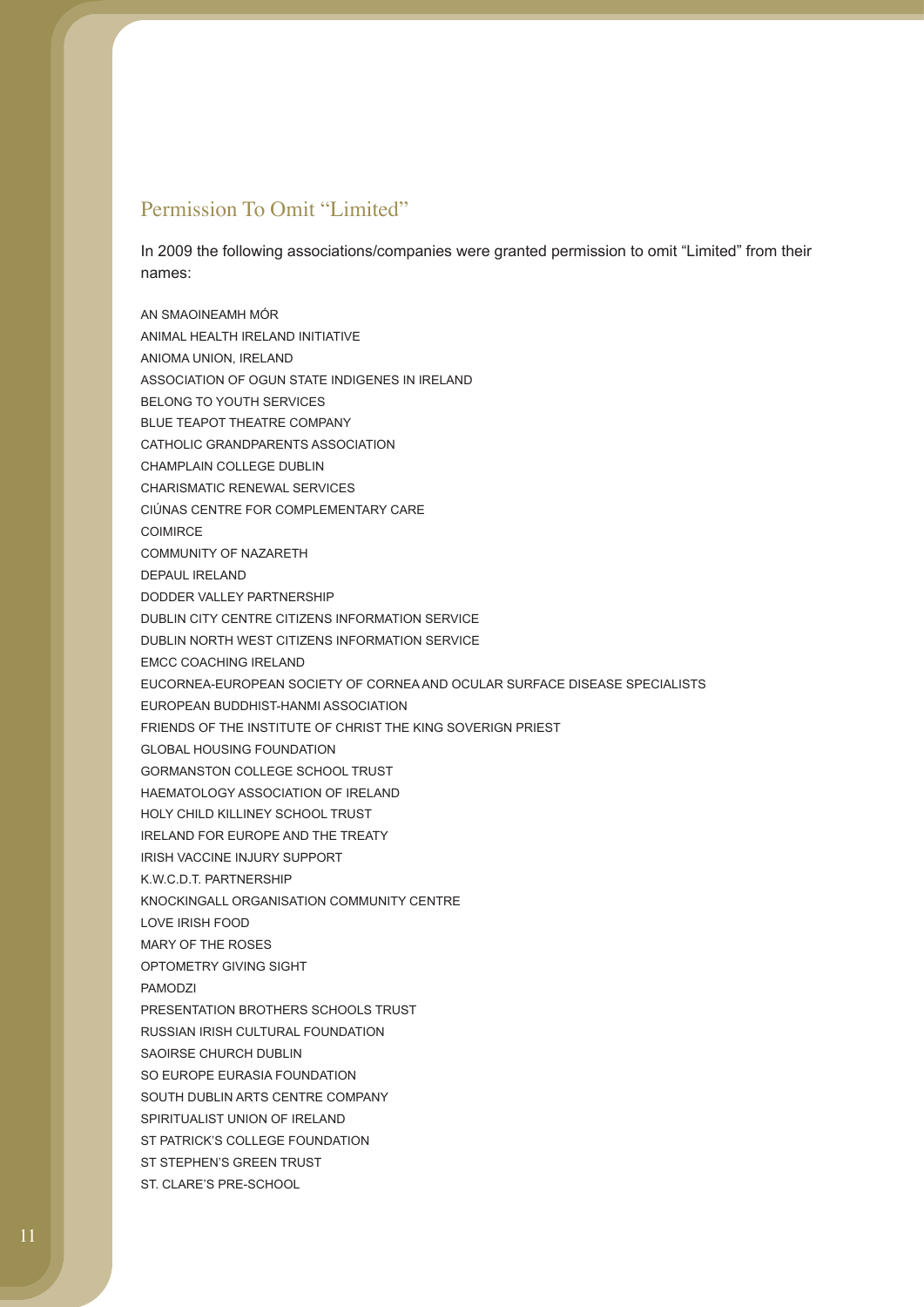## Permission To Omit "Limited"

In 2009 the following associations/companies were granted permission to omit "Limited" from their names:

AN SMAOINEAMH MÓR
ANIMAL HEALTH IRELAND INITIATIVE
ANIOMA UNION, IRELAND
ASSOCIATION OF OGUN STATE INDIGENES IN IRELAND
BELONG TO YOUTH SERVICES
BLUE TEAPOT THEATRE COMPANY
CATHOLIC GRANDPARENTS ASSOCIATION
CHAMPLAIN COLLEGE DUBLIN
CHARISMATIC RENEWAL SERVICES
CIÚNAS CENTRE FOR COMPLEMENTARY CARE
COIMIRCE
COMMUNITY OF NAZARETH
DEPAUL IRELAND
DODDER VALLEY PARTNERSHIP
DUBLIN CITY CENTRE CITIZENS INFORMATION SERVICE
DUBLIN NORTH WEST CITIZENS INFORMATION SERVICE
EMCC COACHING IRELAND
EUCORNEA-EUROPEAN SOCIETY OF CORNEA AND OCULAR SURFACE DISEASE SPECIALISTS
EUROPEAN BUDDHIST-HANMI ASSOCIATION
FRIENDS OF THE INSTITUTE OF CHRIST THE KING SOVERIGN PRIEST
GLOBAL HOUSING FOUNDATION
GORMANSTON COLLEGE SCHOOL TRUST
HAEMATOLOGY ASSOCIATION OF IRELAND
HOLY CHILD KILLINEY SCHOOL TRUST
IRELAND FOR EUROPE AND THE TREATY
IRISH VACCINE INJURY SUPPORT
K.W.C.D.T. PARTNERSHIP
KNOCKINGALL ORGANISATION COMMUNITY CENTRE
LOVE IRISH FOOD
MARY OF THE ROSES
OPTOMETRY GIVING SIGHT
PAMODZI
PRESENTATION BROTHERS SCHOOLS TRUST
RUSSIAN IRISH CULTURAL FOUNDATION
SAOIRSE CHURCH DUBLIN
SO EUROPE EURASIA FOUNDATION
SOUTH DUBLIN ARTS CENTRE COMPANY
SPIRITUALIST UNION OF IRELAND
ST PATRICK'S COLLEGE FOUNDATION
ST STEPHEN'S GREEN TRUST
ST. CLARE'S PRE-SCHOOL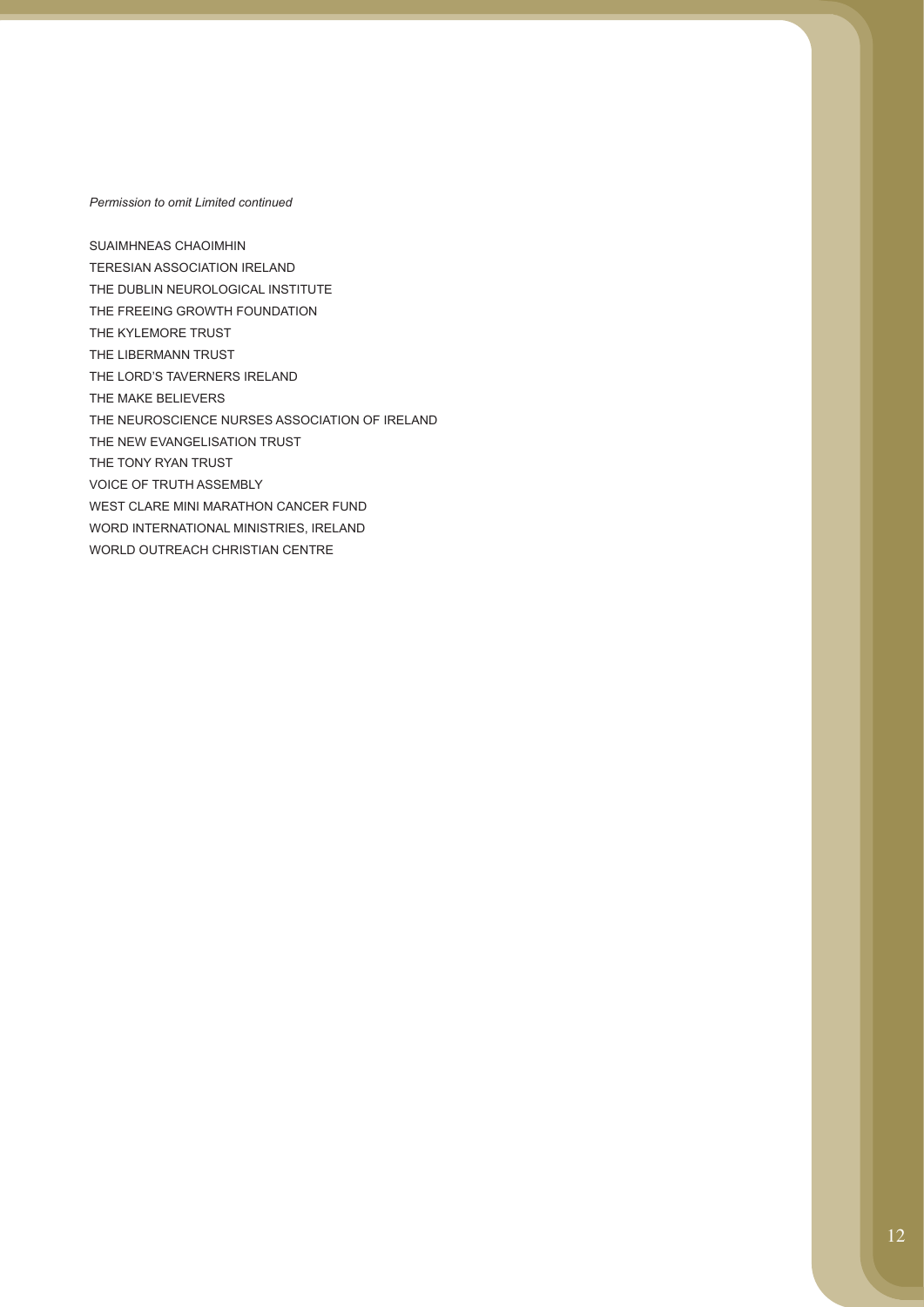*Permission to omit Limited continued*

SUAIMHNEAS CHAOIMHIN
TERESIAN ASSOCIATION IRELAND
THE DUBLIN NEUROLOGICAL INSTITUTE
THE FREEING GROWTH FOUNDATION
THE KYLEMORE TRUST
THE LIBERMANN TRUST
THE LORD'S TAVERNERS IRELAND
THE MAKE BELIEVERS
THE NEUROSCIENCE NURSES ASSOCIATION OF IRELAND
THE NEW EVANGELISATION TRUST
THE TONY RYAN TRUST
VOICE OF TRUTH ASSEMBLY
WEST CLARE MINI MARATHON CANCER FUND
WORD INTERNATIONAL MINISTRIES, IRELAND
WORLD OUTREACH CHRISTIAN CENTRE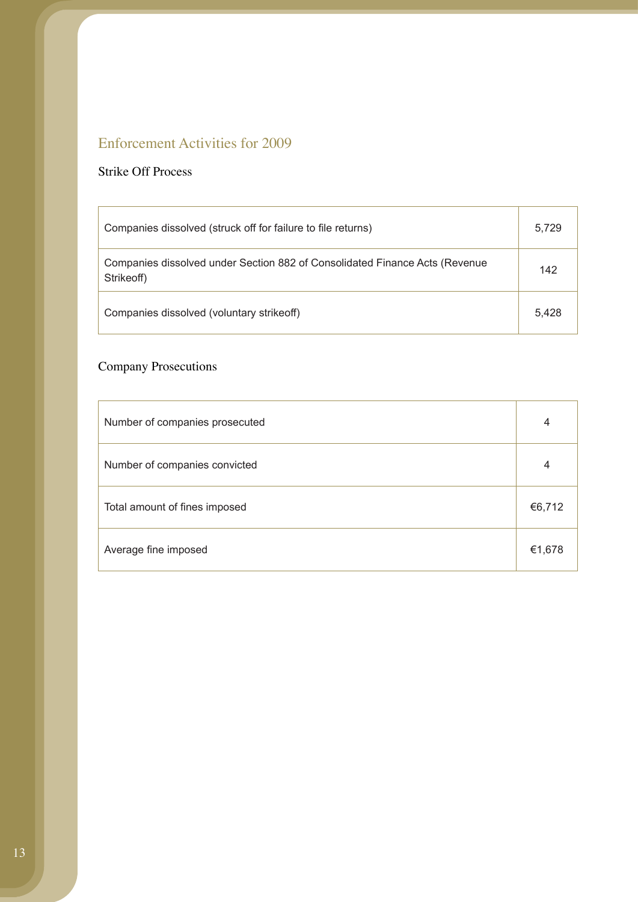## Enforcement Activities for 2009

### Strike Off Process

| | |
|---|---|
| Companies dissolved (struck off for failure to file returns) | 5,729 |
| Companies dissolved under Section 882 of Consolidated Finance Acts (Revenue Strikeoff) | 142 |
| Companies dissolved (voluntary strikeoff) | 5,428 |

### Company Prosecutions

| | |
|---|---|
| Number of companies prosecuted | 4 |
| Number of companies convicted | 4 |
| Total amount of fines imposed | €6,712 |
| Average fine imposed | €1,678 |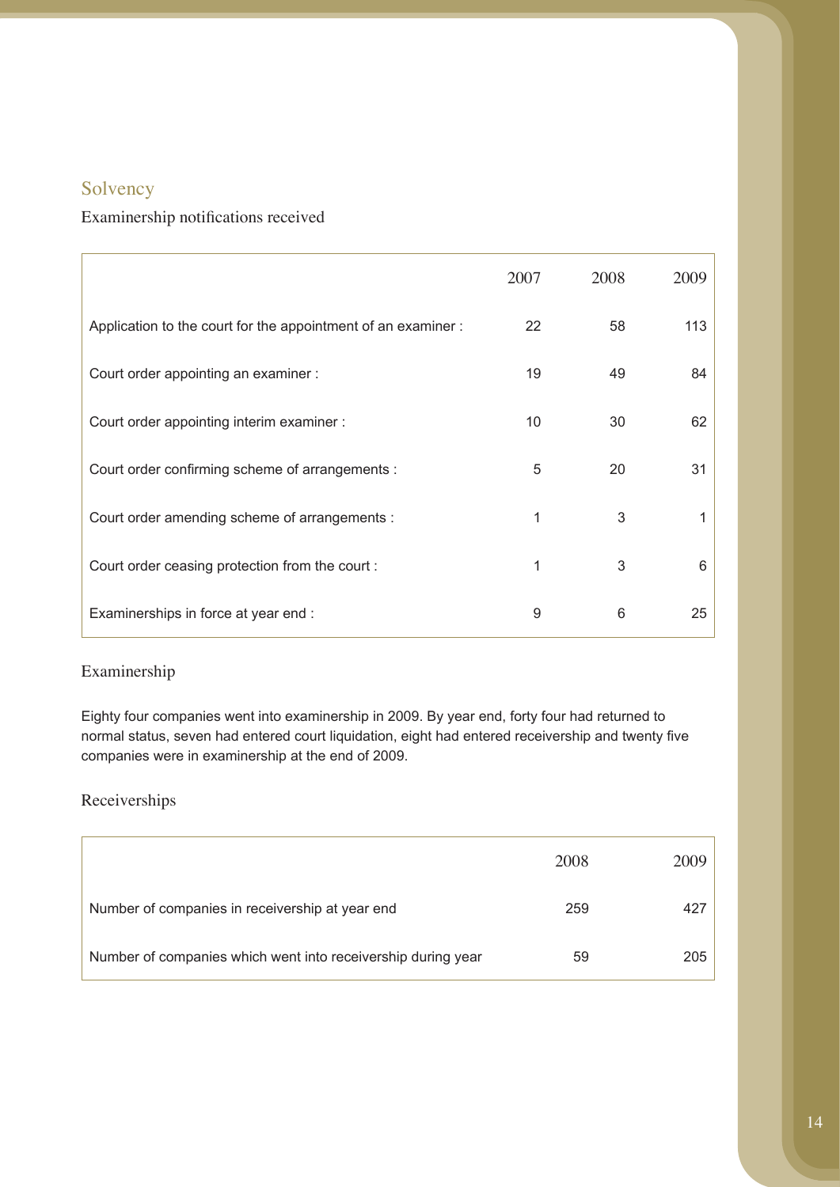## Solvency

### Examinership notifications received

| | 2007 | 2008 | 2009 |
|---|---|---|---|
| Application to the court for the appointment of an examiner : | 22 | 58 | 113 |
| Court order appointing an examiner : | 19 | 49 | 84 |
| Court order appointing interim examiner : | 10 | 30 | 62 |
| Court order confirming scheme of arrangements : | 5 | 20 | 31 |
| Court order amending scheme of arrangements : | 1 | 3 | 1 |
| Court order ceasing protection from the court : | 1 | 3 | 6 |
| Examinerships in force at year end : | 9 | 6 | 25 |

### Examinership

Eighty four companies went into examinership in 2009. By year end, forty four had returned to normal status, seven had entered court liquidation, eight had entered receivership and twenty five companies were in examinership at the end of 2009.

### Receiverships

| | 2008 | 2009 |
|---|---|---|
| Number of companies in receivership at year end | 259 | 427 |
| Number of companies which went into receivership during year | 59 | 205 |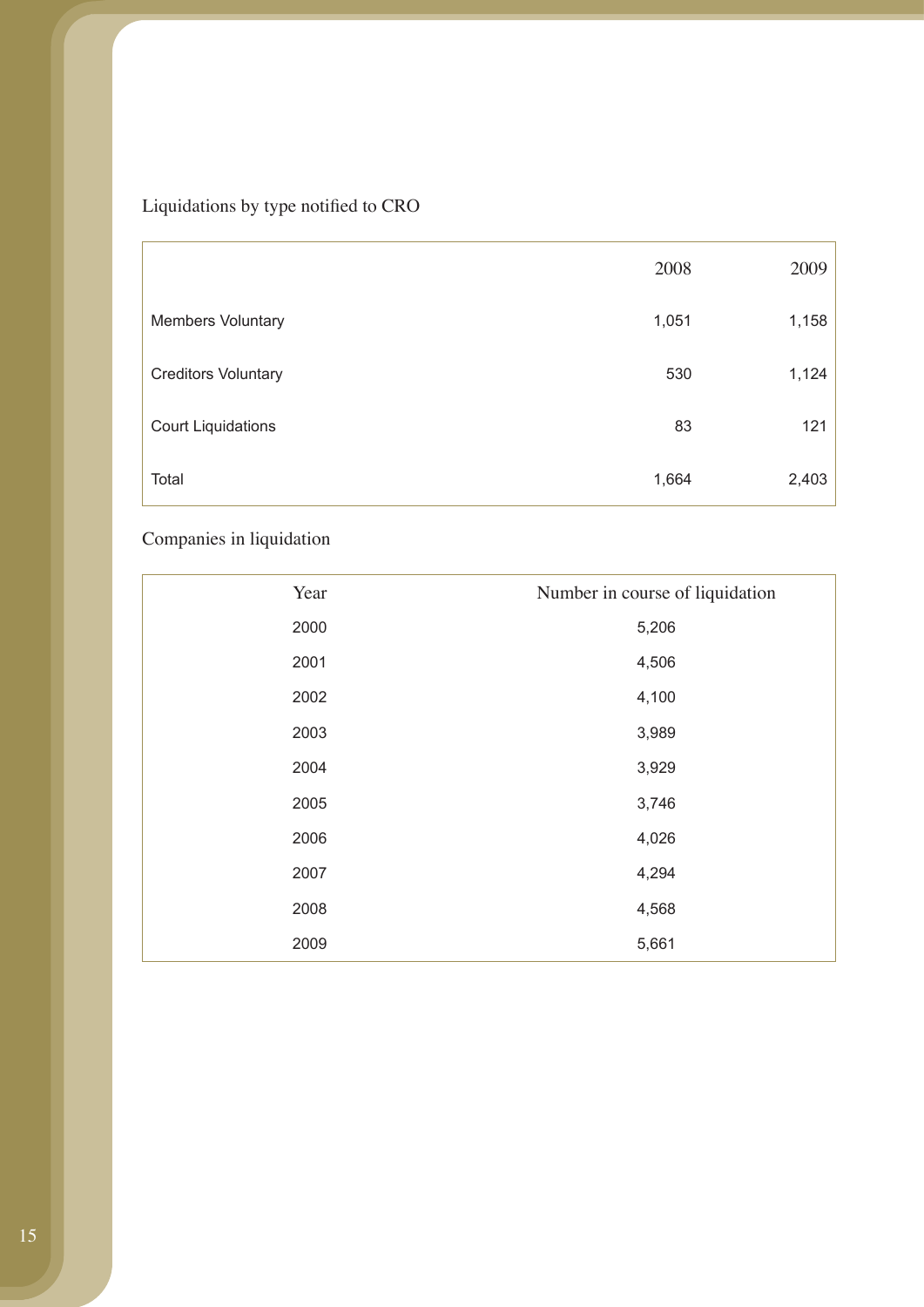Liquidations by type notified to CRO

| | 2008 | 2009 |
|---|---|---|
| Members Voluntary | 1,051 | 1,158 |
| Creditors Voluntary | 530 | 1,124 |
| Court Liquidations | 83 | 121 |
| Total | 1,664 | 2,403 |

Companies in liquidation

| Year | Number in course of liquidation |
|---|---|
| 2000 | 5,206 |
| 2001 | 4,506 |
| 2002 | 4,100 |
| 2003 | 3,989 |
| 2004 | 3,929 |
| 2005 | 3,746 |
| 2006 | 4,026 |
| 2007 | 4,294 |
| 2008 | 4,568 |
| 2009 | 5,661 |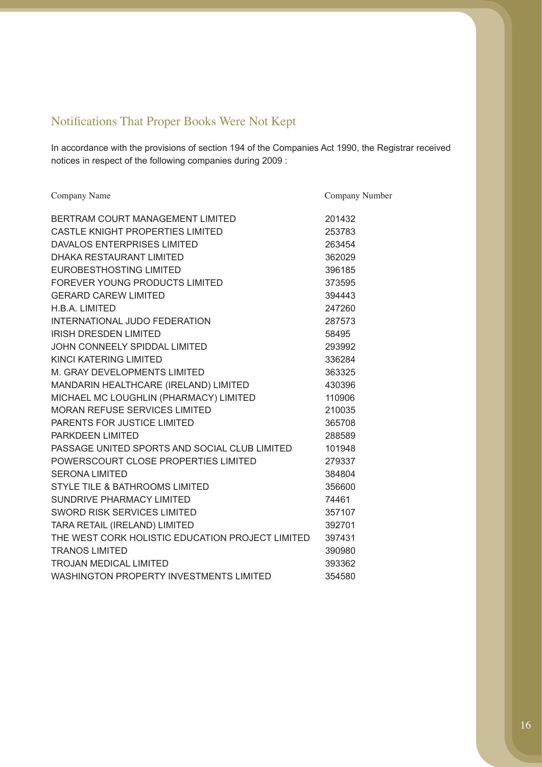## Notifications That Proper Books Were Not Kept

In accordance with the provisions of section 194 of the Companies Act 1990, the Registrar received notices in respect of the following companies during 2009 :

| Company Name | Company Number |
|---|---|
| BERTRAM COURT MANAGEMENT LIMITED | 201432 |
| CASTLE KNIGHT PROPERTIES LIMITED | 253783 |
| DAVALOS ENTERPRISES LIMITED | 263454 |
| DHAKA RESTAURANT LIMITED | 362029 |
| EUROBESTHOSTING LIMITED | 396185 |
| FOREVER YOUNG PRODUCTS LIMITED | 373595 |
| GERARD CAREW LIMITED | 394443 |
| H.B.A. LIMITED | 247260 |
| INTERNATIONAL JUDO FEDERATION | 287573 |
| IRISH DRESDEN LIMITED | 58495 |
| JOHN CONNEELY SPIDDAL LIMITED | 293992 |
| KINCI KATERING LIMITED | 336284 |
| M. GRAY DEVELOPMENTS LIMITED | 363325 |
| MANDARIN HEALTHCARE (IRELAND) LIMITED | 430396 |
| MICHAEL MC LOUGHLIN (PHARMACY) LIMITED | 110906 |
| MORAN REFUSE SERVICES LIMITED | 210035 |
| PARENTS FOR JUSTICE LIMITED | 365708 |
| PARKDEEN LIMITED | 288589 |
| PASSAGE UNITED SPORTS AND SOCIAL CLUB LIMITED | 101948 |
| POWERSCOURT CLOSE PROPERTIES LIMITED | 279337 |
| SERONA LIMITED | 384804 |
| STYLE TILE & BATHROOMS LIMITED | 356600 |
| SUNDRIVE PHARMACY LIMITED | 74461 |
| SWORD RISK SERVICES LIMITED | 357107 |
| TARA RETAIL (IRELAND) LIMITED | 392701 |
| THE WEST CORK HOLISTIC EDUCATION PROJECT LIMITED | 397431 |
| TRANOS LIMITED | 390980 |
| TROJAN MEDICAL LIMITED | 393362 |
| WASHINGTON PROPERTY INVESTMENTS LIMITED | 354580 |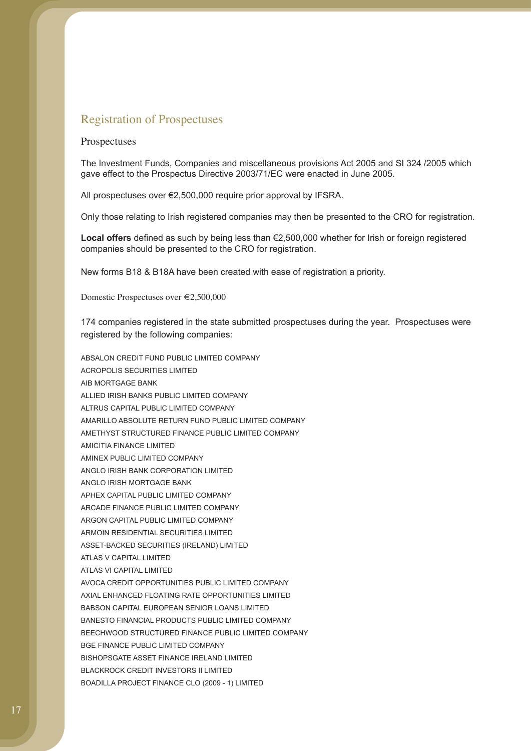## Registration of Prospectuses

### Prospectuses

The Investment Funds, Companies and miscellaneous provisions Act 2005 and SI 324 /2005 which gave effect to the Prospectus Directive 2003/71/EC were enacted in June 2005.

All prospectuses over €2,500,000 require prior approval by IFSRA.

Only those relating to Irish registered companies may then be presented to the CRO for registration.

**Local offers** defined as such by being less than €2,500,000 whether for Irish or foreign registered companies should be presented to the CRO for registration.

New forms B18 & B18A have been created with ease of registration a priority.

#### Domestic Prospectuses over €2,500,000

174 companies registered in the state submitted prospectuses during the year. Prospectuses were registered by the following companies:

ABSALON CREDIT FUND PUBLIC LIMITED COMPANY
ACROPOLIS SECURITIES LIMITED
AIB MORTGAGE BANK
ALLIED IRISH BANKS PUBLIC LIMITED COMPANY
ALTRUS CAPITAL PUBLIC LIMITED COMPANY
AMARILLO ABSOLUTE RETURN FUND PUBLIC LIMITED COMPANY
AMETHYST STRUCTURED FINANCE PUBLIC LIMITED COMPANY
AMICITIA FINANCE LIMITED
AMINEX PUBLIC LIMITED COMPANY
ANGLO IRISH BANK CORPORATION LIMITED
ANGLO IRISH MORTGAGE BANK
APHEX CAPITAL PUBLIC LIMITED COMPANY
ARCADE FINANCE PUBLIC LIMITED COMPANY
ARGON CAPITAL PUBLIC LIMITED COMPANY
ARMOIN RESIDENTIAL SECURITIES LIMITED
ASSET-BACKED SECURITIES (IRELAND) LIMITED
ATLAS V CAPITAL LIMITED
ATLAS VI CAPITAL LIMITED
AVOCA CREDIT OPPORTUNITIES PUBLIC LIMITED COMPANY
AXIAL ENHANCED FLOATING RATE OPPORTUNITIES LIMITED
BABSON CAPITAL EUROPEAN SENIOR LOANS LIMITED
BANESTO FINANCIAL PRODUCTS PUBLIC LIMITED COMPANY
BEECHWOOD STRUCTURED FINANCE PUBLIC LIMITED COMPANY
BGE FINANCE PUBLIC LIMITED COMPANY
BISHOPSGATE ASSET FINANCE IRELAND LIMITED
BLACKROCK CREDIT INVESTORS II LIMITED
BOADILLA PROJECT FINANCE CLO (2009 - 1) LIMITED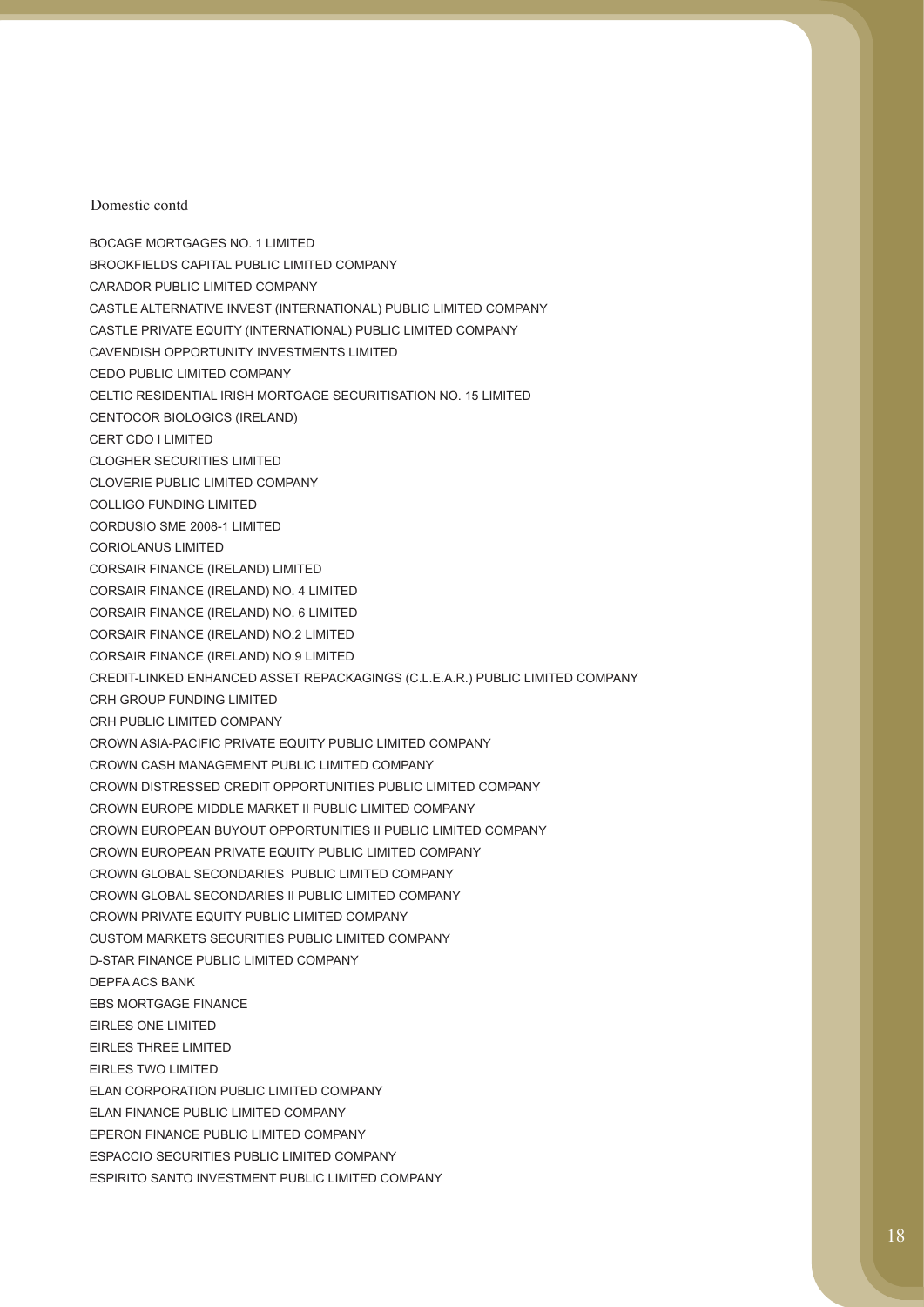Domestic contd

BOCAGE MORTGAGES NO. 1 LIMITED
BROOKFIELDS CAPITAL PUBLIC LIMITED COMPANY
CARADOR PUBLIC LIMITED COMPANY
CASTLE ALTERNATIVE INVEST (INTERNATIONAL) PUBLIC LIMITED COMPANY
CASTLE PRIVATE EQUITY (INTERNATIONAL) PUBLIC LIMITED COMPANY
CAVENDISH OPPORTUNITY INVESTMENTS LIMITED
CEDO PUBLIC LIMITED COMPANY
CELTIC RESIDENTIAL IRISH MORTGAGE SECURITISATION NO. 15 LIMITED
CENTOCOR BIOLOGICS (IRELAND)
CERT CDO I LIMITED
CLOGHER SECURITIES LIMITED
CLOVERIE PUBLIC LIMITED COMPANY
COLLIGO FUNDING LIMITED
CORDUSIO SME 2008-1 LIMITED
CORIOLANUS LIMITED
CORSAIR FINANCE (IRELAND) LIMITED
CORSAIR FINANCE (IRELAND) NO. 4 LIMITED
CORSAIR FINANCE (IRELAND) NO. 6 LIMITED
CORSAIR FINANCE (IRELAND) NO.2 LIMITED
CORSAIR FINANCE (IRELAND) NO.9 LIMITED
CREDIT-LINKED ENHANCED ASSET REPACKAGINGS (C.L.E.A.R.) PUBLIC LIMITED COMPANY
CRH GROUP FUNDING LIMITED
CRH PUBLIC LIMITED COMPANY
CROWN ASIA-PACIFIC PRIVATE EQUITY PUBLIC LIMITED COMPANY
CROWN CASH MANAGEMENT PUBLIC LIMITED COMPANY
CROWN DISTRESSED CREDIT OPPORTUNITIES PUBLIC LIMITED COMPANY
CROWN EUROPE MIDDLE MARKET II PUBLIC LIMITED COMPANY
CROWN EUROPEAN BUYOUT OPPORTUNITIES II PUBLIC LIMITED COMPANY
CROWN EUROPEAN PRIVATE EQUITY PUBLIC LIMITED COMPANY
CROWN GLOBAL SECONDARIES PUBLIC LIMITED COMPANY
CROWN GLOBAL SECONDARIES II PUBLIC LIMITED COMPANY
CROWN PRIVATE EQUITY PUBLIC LIMITED COMPANY
CUSTOM MARKETS SECURITIES PUBLIC LIMITED COMPANY
D-STAR FINANCE PUBLIC LIMITED COMPANY
DEPFA ACS BANK
EBS MORTGAGE FINANCE
EIRLES ONE LIMITED
EIRLES THREE LIMITED
EIRLES TWO LIMITED
ELAN CORPORATION PUBLIC LIMITED COMPANY
ELAN FINANCE PUBLIC LIMITED COMPANY
EPERON FINANCE PUBLIC LIMITED COMPANY
ESPACCIO SECURITIES PUBLIC LIMITED COMPANY
ESPIRITO SANTO INVESTMENT PUBLIC LIMITED COMPANY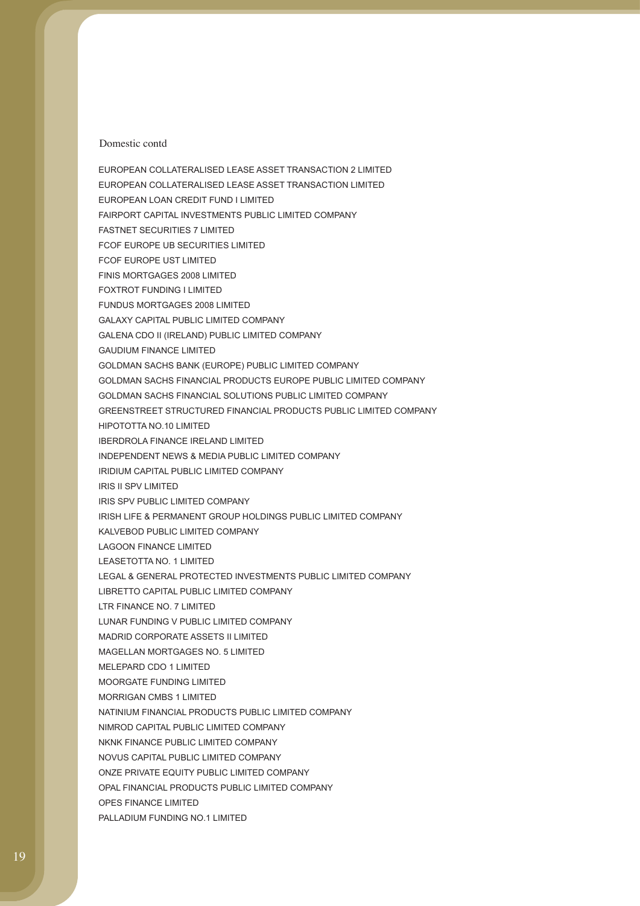Domestic contd

EUROPEAN COLLATERALISED LEASE ASSET TRANSACTION 2 LIMITED
EUROPEAN COLLATERALISED LEASE ASSET TRANSACTION LIMITED
EUROPEAN LOAN CREDIT FUND I LIMITED
FAIRPORT CAPITAL INVESTMENTS PUBLIC LIMITED COMPANY
FASTNET SECURITIES 7 LIMITED
FCOF EUROPE UB SECURITIES LIMITED
FCOF EUROPE UST LIMITED
FINIS MORTGAGES 2008 LIMITED
FOXTROT FUNDING I LIMITED
FUNDUS MORTGAGES 2008 LIMITED
GALAXY CAPITAL PUBLIC LIMITED COMPANY
GALENA CDO II (IRELAND) PUBLIC LIMITED COMPANY
GAUDIUM FINANCE LIMITED
GOLDMAN SACHS BANK (EUROPE) PUBLIC LIMITED COMPANY
GOLDMAN SACHS FINANCIAL PRODUCTS EUROPE PUBLIC LIMITED COMPANY
GOLDMAN SACHS FINANCIAL SOLUTIONS PUBLIC LIMITED COMPANY
GREENSTREET STRUCTURED FINANCIAL PRODUCTS PUBLIC LIMITED COMPANY
HIPOTOTTA NO.10 LIMITED
IBERDROLA FINANCE IRELAND LIMITED
INDEPENDENT NEWS & MEDIA PUBLIC LIMITED COMPANY
IRIDIUM CAPITAL PUBLIC LIMITED COMPANY
IRIS II SPV LIMITED
IRIS SPV PUBLIC LIMITED COMPANY
IRISH LIFE & PERMANENT GROUP HOLDINGS PUBLIC LIMITED COMPANY
KALVEBOD PUBLIC LIMITED COMPANY
LAGOON FINANCE LIMITED
LEASETOTTA NO. 1 LIMITED
LEGAL & GENERAL PROTECTED INVESTMENTS PUBLIC LIMITED COMPANY
LIBRETTO CAPITAL PUBLIC LIMITED COMPANY
LTR FINANCE NO. 7 LIMITED
LUNAR FUNDING V PUBLIC LIMITED COMPANY
MADRID CORPORATE ASSETS II LIMITED
MAGELLAN MORTGAGES NO. 5 LIMITED
MELEPARD CDO 1 LIMITED
MOORGATE FUNDING LIMITED
MORRIGAN CMBS 1 LIMITED
NATINIUM FINANCIAL PRODUCTS PUBLIC LIMITED COMPANY
NIMROD CAPITAL PUBLIC LIMITED COMPANY
NKNK FINANCE PUBLIC LIMITED COMPANY
NOVUS CAPITAL PUBLIC LIMITED COMPANY
ONZE PRIVATE EQUITY PUBLIC LIMITED COMPANY
OPAL FINANCIAL PRODUCTS PUBLIC LIMITED COMPANY
OPES FINANCE LIMITED
PALLADIUM FUNDING NO.1 LIMITED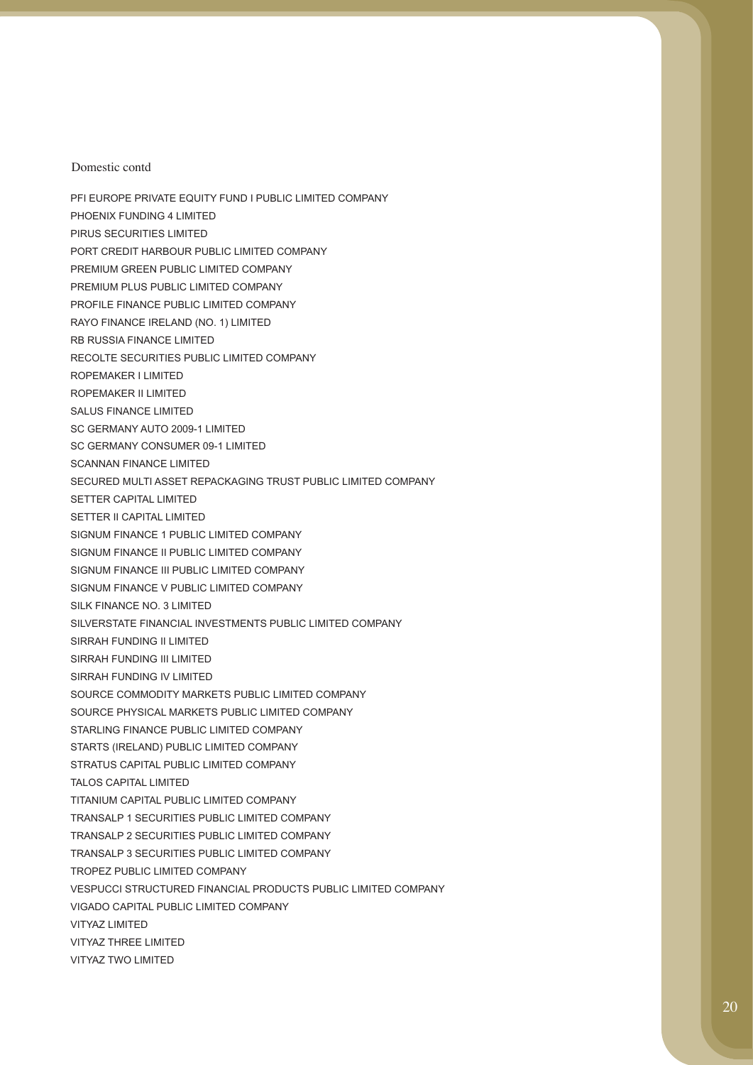Domestic contd

PFI EUROPE PRIVATE EQUITY FUND I PUBLIC LIMITED COMPANY
PHOENIX FUNDING 4 LIMITED
PIRUS SECURITIES LIMITED
PORT CREDIT HARBOUR PUBLIC LIMITED COMPANY
PREMIUM GREEN PUBLIC LIMITED COMPANY
PREMIUM PLUS PUBLIC LIMITED COMPANY
PROFILE FINANCE PUBLIC LIMITED COMPANY
RAYO FINANCE IRELAND (NO. 1) LIMITED
RB RUSSIA FINANCE LIMITED
RECOLTE SECURITIES PUBLIC LIMITED COMPANY
ROPEMAKER I LIMITED
ROPEMAKER II LIMITED
SALUS FINANCE LIMITED
SC GERMANY AUTO 2009-1 LIMITED
SC GERMANY CONSUMER 09-1 LIMITED
SCANNAN FINANCE LIMITED
SECURED MULTI ASSET REPACKAGING TRUST PUBLIC LIMITED COMPANY
SETTER CAPITAL LIMITED
SETTER II CAPITAL LIMITED
SIGNUM FINANCE 1 PUBLIC LIMITED COMPANY
SIGNUM FINANCE II PUBLIC LIMITED COMPANY
SIGNUM FINANCE III PUBLIC LIMITED COMPANY
SIGNUM FINANCE V PUBLIC LIMITED COMPANY
SILK FINANCE NO. 3 LIMITED
SILVERSTATE FINANCIAL INVESTMENTS PUBLIC LIMITED COMPANY
SIRRAH FUNDING II LIMITED
SIRRAH FUNDING III LIMITED
SIRRAH FUNDING IV LIMITED
SOURCE COMMODITY MARKETS PUBLIC LIMITED COMPANY
SOURCE PHYSICAL MARKETS PUBLIC LIMITED COMPANY
STARLING FINANCE PUBLIC LIMITED COMPANY
STARTS (IRELAND) PUBLIC LIMITED COMPANY
STRATUS CAPITAL PUBLIC LIMITED COMPANY
TALOS CAPITAL LIMITED
TITANIUM CAPITAL PUBLIC LIMITED COMPANY
TRANSALP 1 SECURITIES PUBLIC LIMITED COMPANY
TRANSALP 2 SECURITIES PUBLIC LIMITED COMPANY
TRANSALP 3 SECURITIES PUBLIC LIMITED COMPANY
TROPEZ PUBLIC LIMITED COMPANY
VESPUCCI STRUCTURED FINANCIAL PRODUCTS PUBLIC LIMITED COMPANY
VIGADO CAPITAL PUBLIC LIMITED COMPANY
VITYAZ LIMITED
VITYAZ THREE LIMITED
VITYAZ TWO LIMITED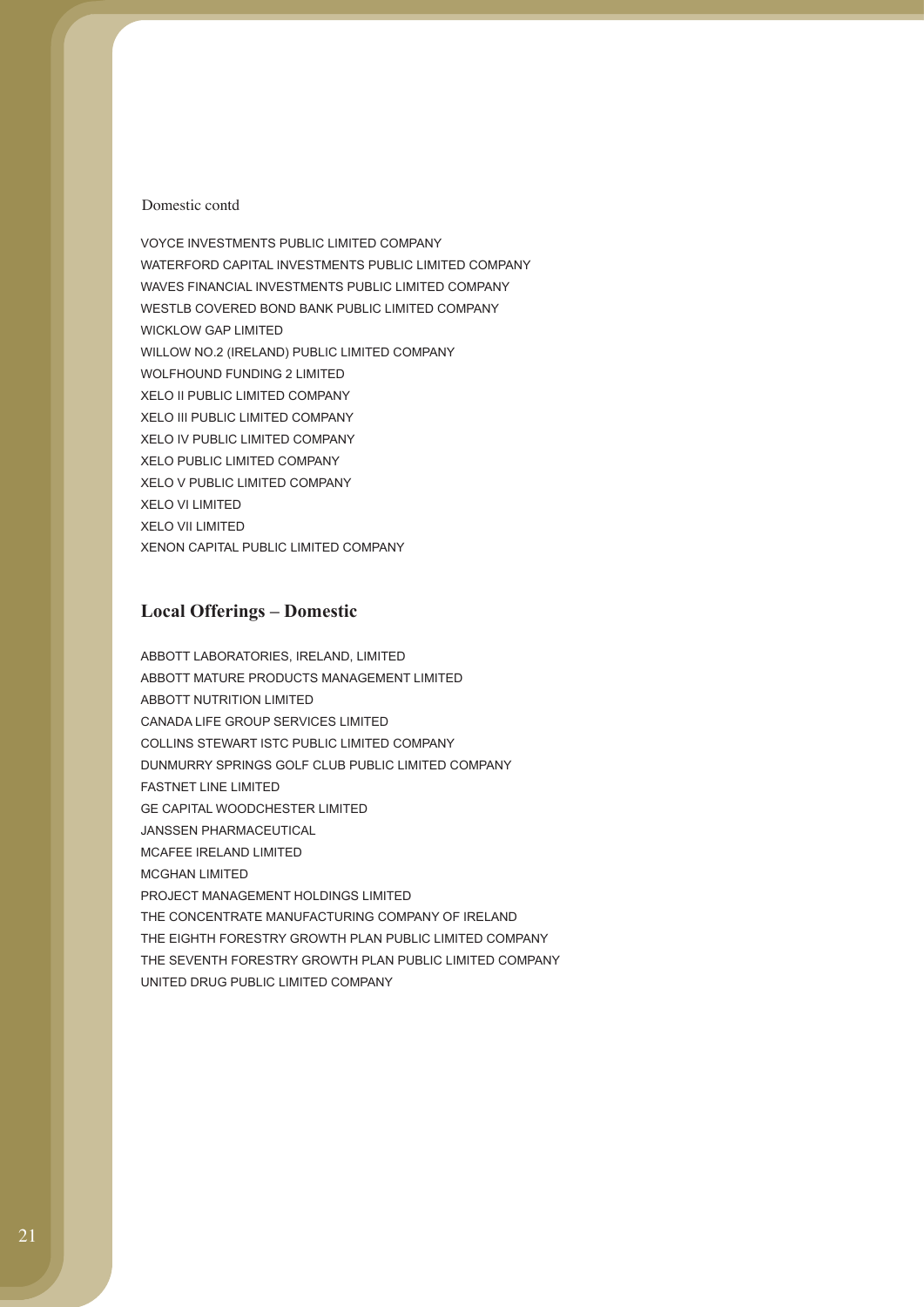Domestic contd

VOYCE INVESTMENTS PUBLIC LIMITED COMPANY
WATERFORD CAPITAL INVESTMENTS PUBLIC LIMITED COMPANY
WAVES FINANCIAL INVESTMENTS PUBLIC LIMITED COMPANY
WESTLB COVERED BOND BANK PUBLIC LIMITED COMPANY
WICKLOW GAP LIMITED
WILLOW NO.2 (IRELAND) PUBLIC LIMITED COMPANY
WOLFHOUND FUNDING 2 LIMITED
XELO II PUBLIC LIMITED COMPANY
XELO III PUBLIC LIMITED COMPANY
XELO IV PUBLIC LIMITED COMPANY
XELO PUBLIC LIMITED COMPANY
XELO V PUBLIC LIMITED COMPANY
XELO VI LIMITED
XELO VII LIMITED
XENON CAPITAL PUBLIC LIMITED COMPANY

## Local Offerings – Domestic

ABBOTT LABORATORIES, IRELAND, LIMITED
ABBOTT MATURE PRODUCTS MANAGEMENT LIMITED
ABBOTT NUTRITION LIMITED
CANADA LIFE GROUP SERVICES LIMITED
COLLINS STEWART ISTC PUBLIC LIMITED COMPANY
DUNMURRY SPRINGS GOLF CLUB PUBLIC LIMITED COMPANY
FASTNET LINE LIMITED
GE CAPITAL WOODCHESTER LIMITED
JANSSEN PHARMACEUTICAL
MCAFEE IRELAND LIMITED
MCGHAN LIMITED
PROJECT MANAGEMENT HOLDINGS LIMITED
THE CONCENTRATE MANUFACTURING COMPANY OF IRELAND
THE EIGHTH FORESTRY GROWTH PLAN PUBLIC LIMITED COMPANY
THE SEVENTH FORESTRY GROWTH PLAN PUBLIC LIMITED COMPANY
UNITED DRUG PUBLIC LIMITED COMPANY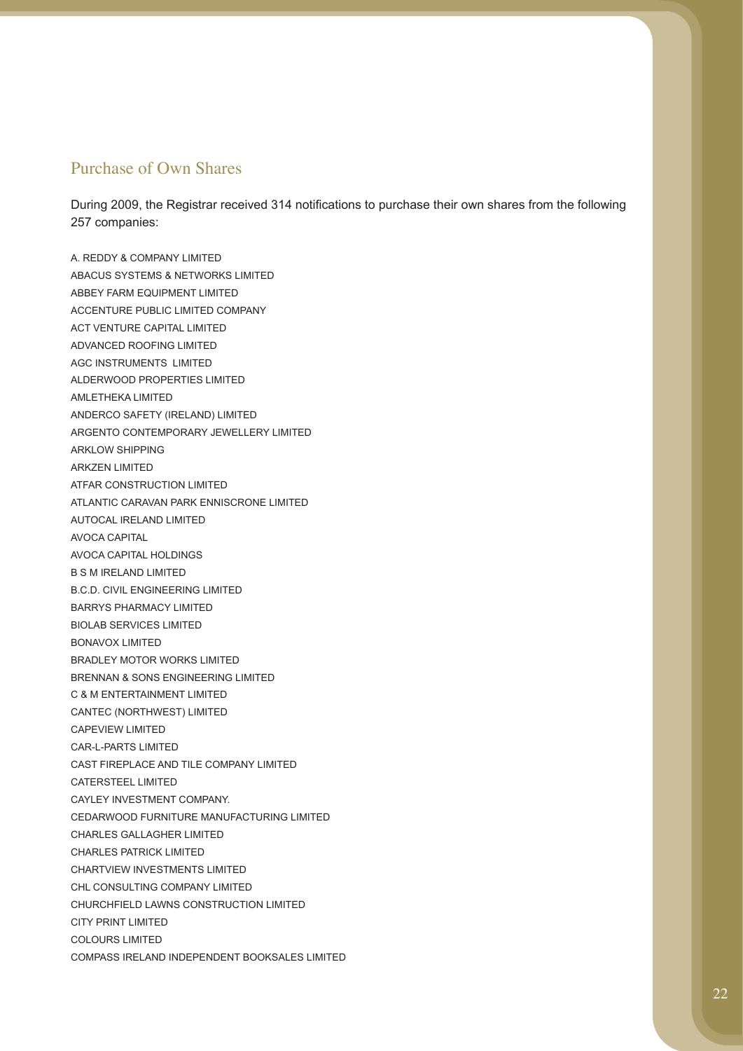## Purchase of Own Shares

During 2009, the Registrar received 314 notifications to purchase their own shares from the following 257 companies:

A. REDDY & COMPANY LIMITED
ABACUS SYSTEMS & NETWORKS LIMITED
ABBEY FARM EQUIPMENT LIMITED
ACCENTURE PUBLIC LIMITED COMPANY
ACT VENTURE CAPITAL LIMITED
ADVANCED ROOFING LIMITED
AGC INSTRUMENTS LIMITED
ALDERWOOD PROPERTIES LIMITED
AMLETHEKA LIMITED
ANDERCO SAFETY (IRELAND) LIMITED
ARGENTO CONTEMPORARY JEWELLERY LIMITED
ARKLOW SHIPPING
ARKZEN LIMITED
ATFAR CONSTRUCTION LIMITED
ATLANTIC CARAVAN PARK ENNISCRONE LIMITED
AUTOCAL IRELAND LIMITED
AVOCA CAPITAL
AVOCA CAPITAL HOLDINGS
B S M IRELAND LIMITED
B.C.D. CIVIL ENGINEERING LIMITED
BARRYS PHARMACY LIMITED
BIOLAB SERVICES LIMITED
BONAVOX LIMITED
BRADLEY MOTOR WORKS LIMITED
BRENNAN & SONS ENGINEERING LIMITED
C & M ENTERTAINMENT LIMITED
CANTEC (NORTHWEST) LIMITED
CAPEVIEW LIMITED
CAR-L-PARTS LIMITED
CAST FIREPLACE AND TILE COMPANY LIMITED
CATERSTEEL LIMITED
CAYLEY INVESTMENT COMPANY.
CEDARWOOD FURNITURE MANUFACTURING LIMITED
CHARLES GALLAGHER LIMITED
CHARLES PATRICK LIMITED
CHARTVIEW INVESTMENTS LIMITED
CHL CONSULTING COMPANY LIMITED
CHURCHFIELD LAWNS CONSTRUCTION LIMITED
CITY PRINT LIMITED
COLOURS LIMITED
COMPASS IRELAND INDEPENDENT BOOKSALES LIMITED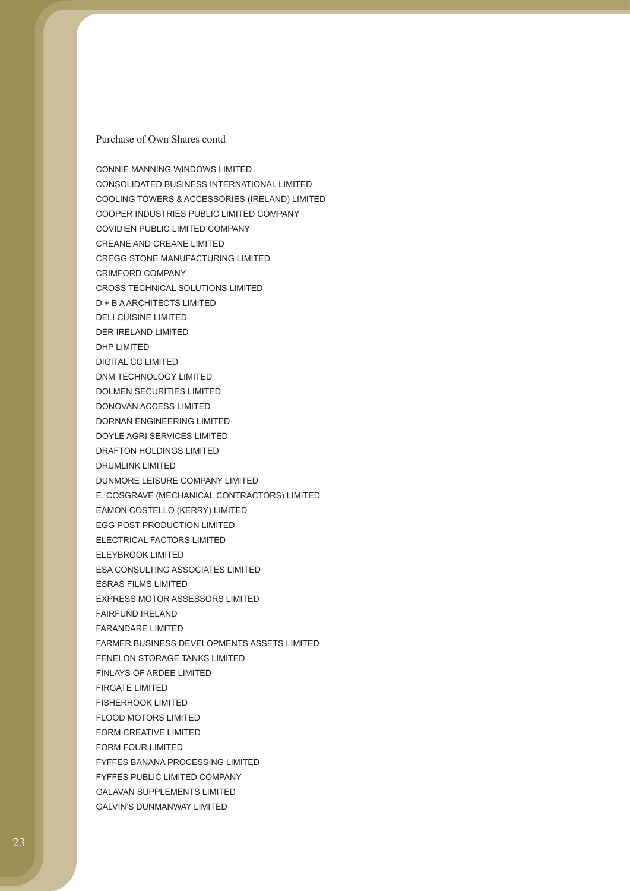Purchase of Own Shares contd

CONNIE MANNING WINDOWS LIMITED
CONSOLIDATED BUSINESS INTERNATIONAL LIMITED
COOLING TOWERS & ACCESSORIES (IRELAND) LIMITED
COOPER INDUSTRIES PUBLIC LIMITED COMPANY
COVIDIEN PUBLIC LIMITED COMPANY
CREANE AND CREANE LIMITED
CREGG STONE MANUFACTURING LIMITED
CRIMFORD COMPANY
CROSS TECHNICAL SOLUTIONS LIMITED
D + B A ARCHITECTS LIMITED
DELI CUISINE LIMITED
DER IRELAND LIMITED
DHP LIMITED
DIGITAL CC LIMITED
DNM TECHNOLOGY LIMITED
DOLMEN SECURITIES LIMITED
DONOVAN ACCESS LIMITED
DORNAN ENGINEERING LIMITED
DOYLE AGRI SERVICES LIMITED
DRAFTON HOLDINGS LIMITED
DRUMLINK LIMITED
DUNMORE LEISURE COMPANY LIMITED
E. COSGRAVE (MECHANICAL CONTRACTORS) LIMITED
EAMON COSTELLO (KERRY) LIMITED
EGG POST PRODUCTION LIMITED
ELECTRICAL FACTORS LIMITED
ELEYBROOK LIMITED
ESA CONSULTING ASSOCIATES LIMITED
ESRAS FILMS LIMITED
EXPRESS MOTOR ASSESSORS LIMITED
FAIRFUND IRELAND
FARANDARE LIMITED
FARMER BUSINESS DEVELOPMENTS ASSETS LIMITED
FENELON STORAGE TANKS LIMITED
FINLAYS OF ARDEE LIMITED
FIRGATE LIMITED
FISHERHOOK LIMITED
FLOOD MOTORS LIMITED
FORM CREATIVE LIMITED
FORM FOUR LIMITED
FYFFES BANANA PROCESSING LIMITED
FYFFES PUBLIC LIMITED COMPANY
GALAVAN SUPPLEMENTS LIMITED
GALVIN'S DUNMANWAY LIMITED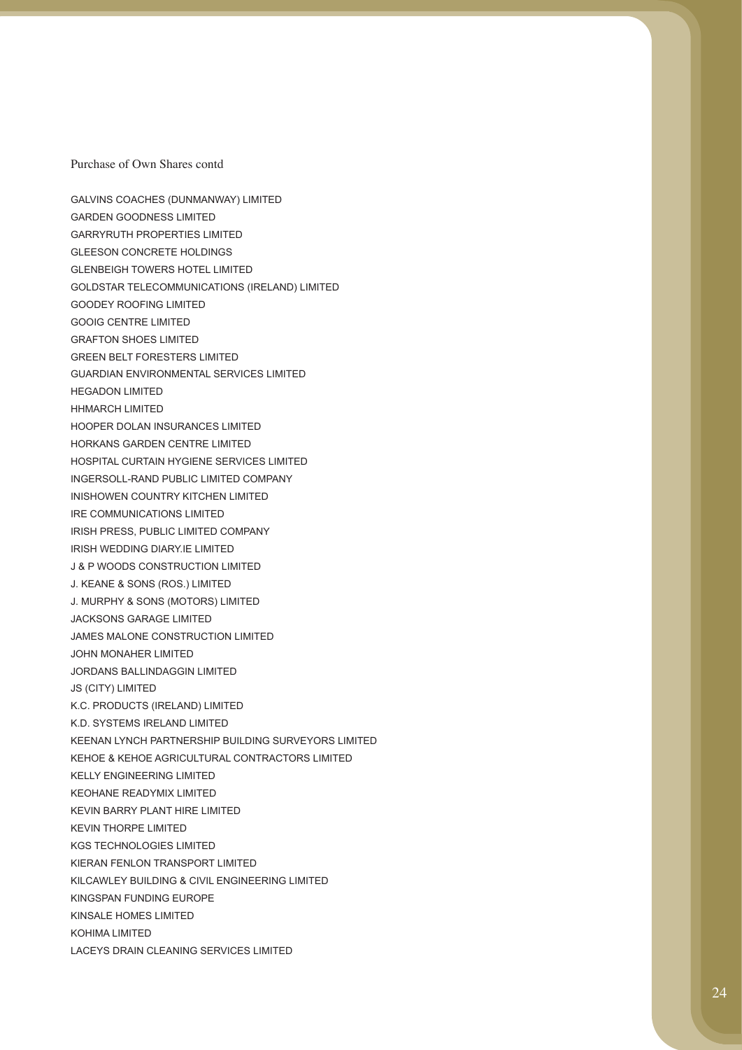Purchase of Own Shares contd

GALVINS COACHES (DUNMANWAY) LIMITED
GARDEN GOODNESS LIMITED
GARRYRUTH PROPERTIES LIMITED
GLEESON CONCRETE HOLDINGS
GLENBEIGH TOWERS HOTEL LIMITED
GOLDSTAR TELECOMMUNICATIONS (IRELAND) LIMITED
GOODEY ROOFING LIMITED
GOOIG CENTRE LIMITED
GRAFTON SHOES LIMITED
GREEN BELT FORESTERS LIMITED
GUARDIAN ENVIRONMENTAL SERVICES LIMITED
HEGADON LIMITED
HHMARCH LIMITED
HOOPER DOLAN INSURANCES LIMITED
HORKANS GARDEN CENTRE LIMITED
HOSPITAL CURTAIN HYGIENE SERVICES LIMITED
INGERSOLL-RAND PUBLIC LIMITED COMPANY
INISHOWEN COUNTRY KITCHEN LIMITED
IRE COMMUNICATIONS LIMITED
IRISH PRESS, PUBLIC LIMITED COMPANY
IRISH WEDDING DIARY.IE LIMITED
J & P WOODS CONSTRUCTION LIMITED
J. KEANE & SONS (ROS.) LIMITED
J. MURPHY & SONS (MOTORS) LIMITED
JACKSONS GARAGE LIMITED
JAMES MALONE CONSTRUCTION LIMITED
JOHN MONAHER LIMITED
JORDANS BALLINDAGGIN LIMITED
JS (CITY) LIMITED
K.C. PRODUCTS (IRELAND) LIMITED
K.D. SYSTEMS IRELAND LIMITED
KEENAN LYNCH PARTNERSHIP BUILDING SURVEYORS LIMITED
KEHOE & KEHOE AGRICULTURAL CONTRACTORS LIMITED
KELLY ENGINEERING LIMITED
KEOHANE READYMIX LIMITED
KEVIN BARRY PLANT HIRE LIMITED
KEVIN THORPE LIMITED
KGS TECHNOLOGIES LIMITED
KIERAN FENLON TRANSPORT LIMITED
KILCAWLEY BUILDING & CIVIL ENGINEERING LIMITED
KINGSPAN FUNDING EUROPE
KINSALE HOMES LIMITED
KOHIMA LIMITED
LACEYS DRAIN CLEANING SERVICES LIMITED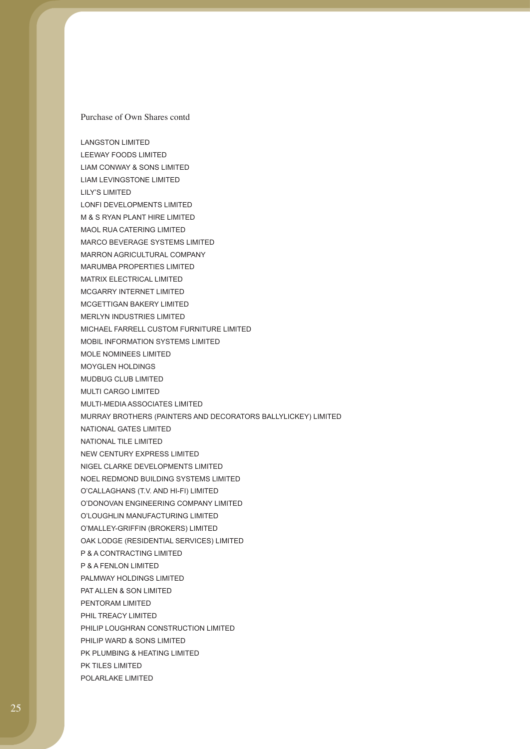Purchase of Own Shares contd

LANGSTON LIMITED
LEEWAY FOODS LIMITED
LIAM CONWAY & SONS LIMITED
LIAM LEVINGSTONE LIMITED
LILY'S LIMITED
LONFI DEVELOPMENTS LIMITED
M & S RYAN PLANT HIRE LIMITED
MAOL RUA CATERING LIMITED
MARCO BEVERAGE SYSTEMS LIMITED
MARRON AGRICULTURAL COMPANY
MARUMBA PROPERTIES LIMITED
MATRIX ELECTRICAL LIMITED
MCGARRY INTERNET LIMITED
MCGETTIGAN BAKERY LIMITED
MERLYN INDUSTRIES LIMITED
MICHAEL FARRELL CUSTOM FURNITURE LIMITED
MOBIL INFORMATION SYSTEMS LIMITED
MOLE NOMINEES LIMITED
MOYGLEN HOLDINGS
MUDBUG CLUB LIMITED
MULTI CARGO LIMITED
MULTI-MEDIA ASSOCIATES LIMITED
MURRAY BROTHERS (PAINTERS AND DECORATORS BALLYLICKEY) LIMITED
NATIONAL GATES LIMITED
NATIONAL TILE LIMITED
NEW CENTURY EXPRESS LIMITED
NIGEL CLARKE DEVELOPMENTS LIMITED
NOEL REDMOND BUILDING SYSTEMS LIMITED
O'CALLAGHANS (T.V. AND HI-FI) LIMITED
O'DONOVAN ENGINEERING COMPANY LIMITED
O'LOUGHLIN MANUFACTURING LIMITED
O'MALLEY-GRIFFIN (BROKERS) LIMITED
OAK LODGE (RESIDENTIAL SERVICES) LIMITED
P & A CONTRACTING LIMITED
P & A FENLON LIMITED
PALMWAY HOLDINGS LIMITED
PAT ALLEN & SON LIMITED
PENTORAM LIMITED
PHIL TREACY LIMITED
PHILIP LOUGHRAN CONSTRUCTION LIMITED
PHILIP WARD & SONS LIMITED
PK PLUMBING & HEATING LIMITED
PK TILES LIMITED
POLARLAKE LIMITED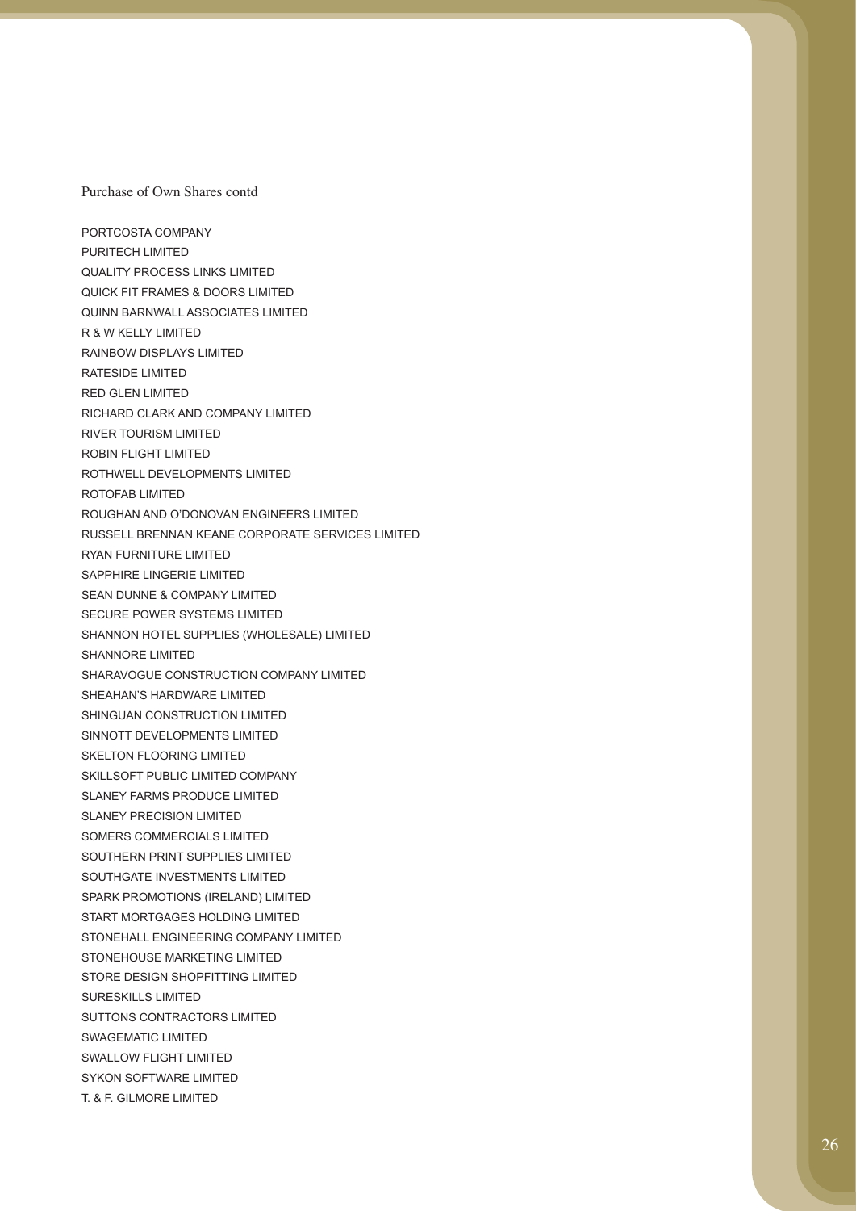Purchase of Own Shares contd

PORTCOSTA COMPANY
PURITECH LIMITED
QUALITY PROCESS LINKS LIMITED
QUICK FIT FRAMES & DOORS LIMITED
QUINN BARNWALL ASSOCIATES LIMITED
R & W KELLY LIMITED
RAINBOW DISPLAYS LIMITED
RATESIDE LIMITED
RED GLEN LIMITED
RICHARD CLARK AND COMPANY LIMITED
RIVER TOURISM LIMITED
ROBIN FLIGHT LIMITED
ROTHWELL DEVELOPMENTS LIMITED
ROTOFAB LIMITED
ROUGHAN AND O'DONOVAN ENGINEERS LIMITED
RUSSELL BRENNAN KEANE CORPORATE SERVICES LIMITED
RYAN FURNITURE LIMITED
SAPPHIRE LINGERIE LIMITED
SEAN DUNNE & COMPANY LIMITED
SECURE POWER SYSTEMS LIMITED
SHANNON HOTEL SUPPLIES (WHOLESALE) LIMITED
SHANNORE LIMITED
SHARAVOGUE CONSTRUCTION COMPANY LIMITED
SHEAHAN'S HARDWARE LIMITED
SHINGUAN CONSTRUCTION LIMITED
SINNOTT DEVELOPMENTS LIMITED
SKELTON FLOORING LIMITED
SKILLSOFT PUBLIC LIMITED COMPANY
SLANEY FARMS PRODUCE LIMITED
SLANEY PRECISION LIMITED
SOMERS COMMERCIALS LIMITED
SOUTHERN PRINT SUPPLIES LIMITED
SOUTHGATE INVESTMENTS LIMITED
SPARK PROMOTIONS (IRELAND) LIMITED
START MORTGAGES HOLDING LIMITED
STONEHALL ENGINEERING COMPANY LIMITED
STONEHOUSE MARKETING LIMITED
STORE DESIGN SHOPFITTING LIMITED
SURESKILLS LIMITED
SUTTONS CONTRACTORS LIMITED
SWAGEMATIC LIMITED
SWALLOW FLIGHT LIMITED
SYKON SOFTWARE LIMITED
T. & F. GILMORE LIMITED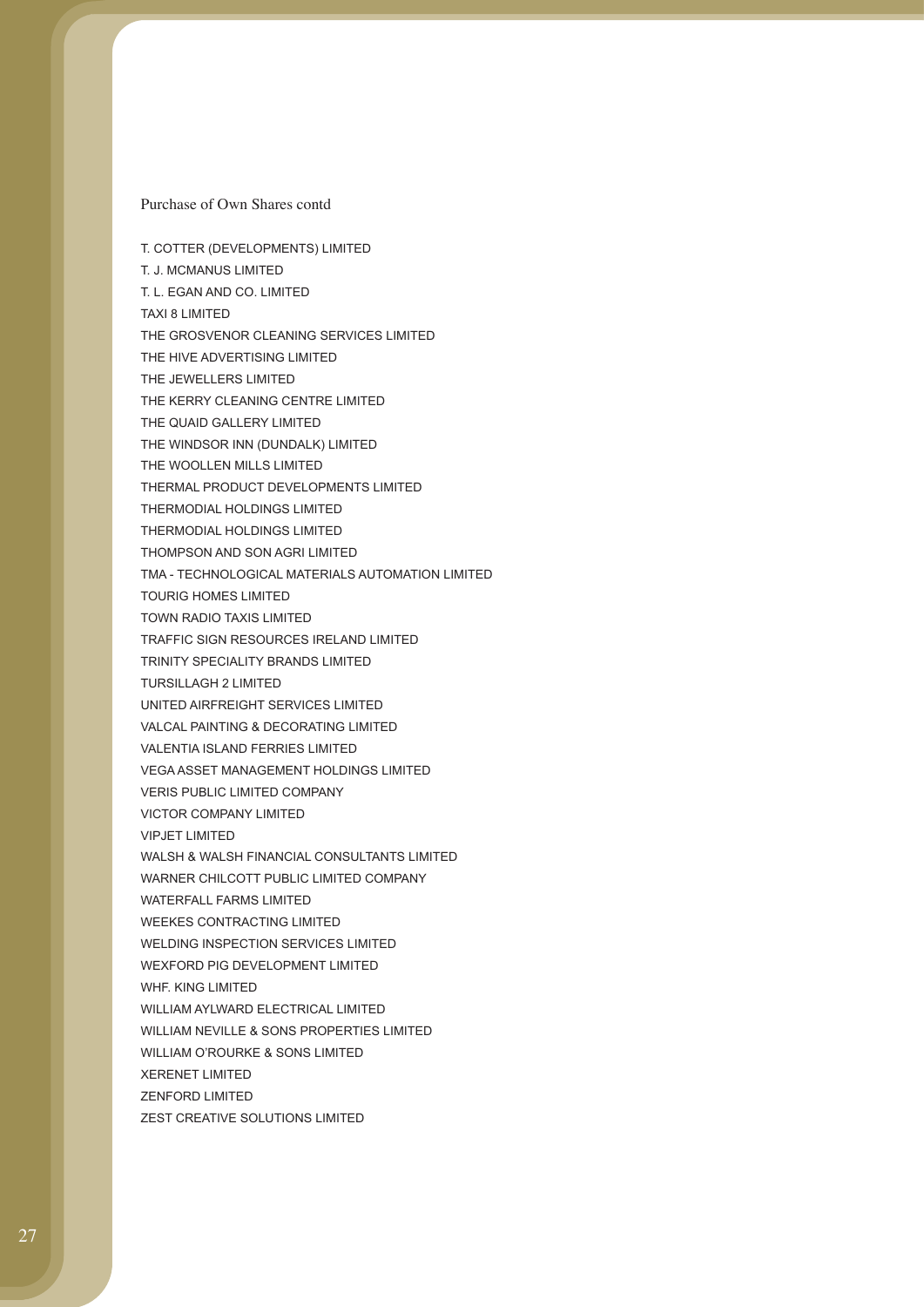Purchase of Own Shares contd

T. COTTER (DEVELOPMENTS) LIMITED
T. J. MCMANUS LIMITED
T. L. EGAN AND CO. LIMITED
TAXI 8 LIMITED
THE GROSVENOR CLEANING SERVICES LIMITED
THE HIVE ADVERTISING LIMITED
THE JEWELLERS LIMITED
THE KERRY CLEANING CENTRE LIMITED
THE QUAID GALLERY LIMITED
THE WINDSOR INN (DUNDALK) LIMITED
THE WOOLLEN MILLS LIMITED
THERMAL PRODUCT DEVELOPMENTS LIMITED
THERMODIAL HOLDINGS LIMITED
THERMODIAL HOLDINGS LIMITED
THOMPSON AND SON AGRI LIMITED
TMA - TECHNOLOGICAL MATERIALS AUTOMATION LIMITED
TOURIG HOMES LIMITED
TOWN RADIO TAXIS LIMITED
TRAFFIC SIGN RESOURCES IRELAND LIMITED
TRINITY SPECIALITY BRANDS LIMITED
TURSILLAGH 2 LIMITED
UNITED AIRFREIGHT SERVICES LIMITED
VALCAL PAINTING & DECORATING LIMITED
VALENTIA ISLAND FERRIES LIMITED
VEGA ASSET MANAGEMENT HOLDINGS LIMITED
VERIS PUBLIC LIMITED COMPANY
VICTOR COMPANY LIMITED
VIPJET LIMITED
WALSH & WALSH FINANCIAL CONSULTANTS LIMITED
WARNER CHILCOTT PUBLIC LIMITED COMPANY
WATERFALL FARMS LIMITED
WEEKES CONTRACTING LIMITED
WELDING INSPECTION SERVICES LIMITED
WEXFORD PIG DEVELOPMENT LIMITED
WHF. KING LIMITED
WILLIAM AYLWARD ELECTRICAL LIMITED
WILLIAM NEVILLE & SONS PROPERTIES LIMITED
WILLIAM O'ROURKE & SONS LIMITED
XERENET LIMITED
ZENFORD LIMITED
ZEST CREATIVE SOLUTIONS LIMITED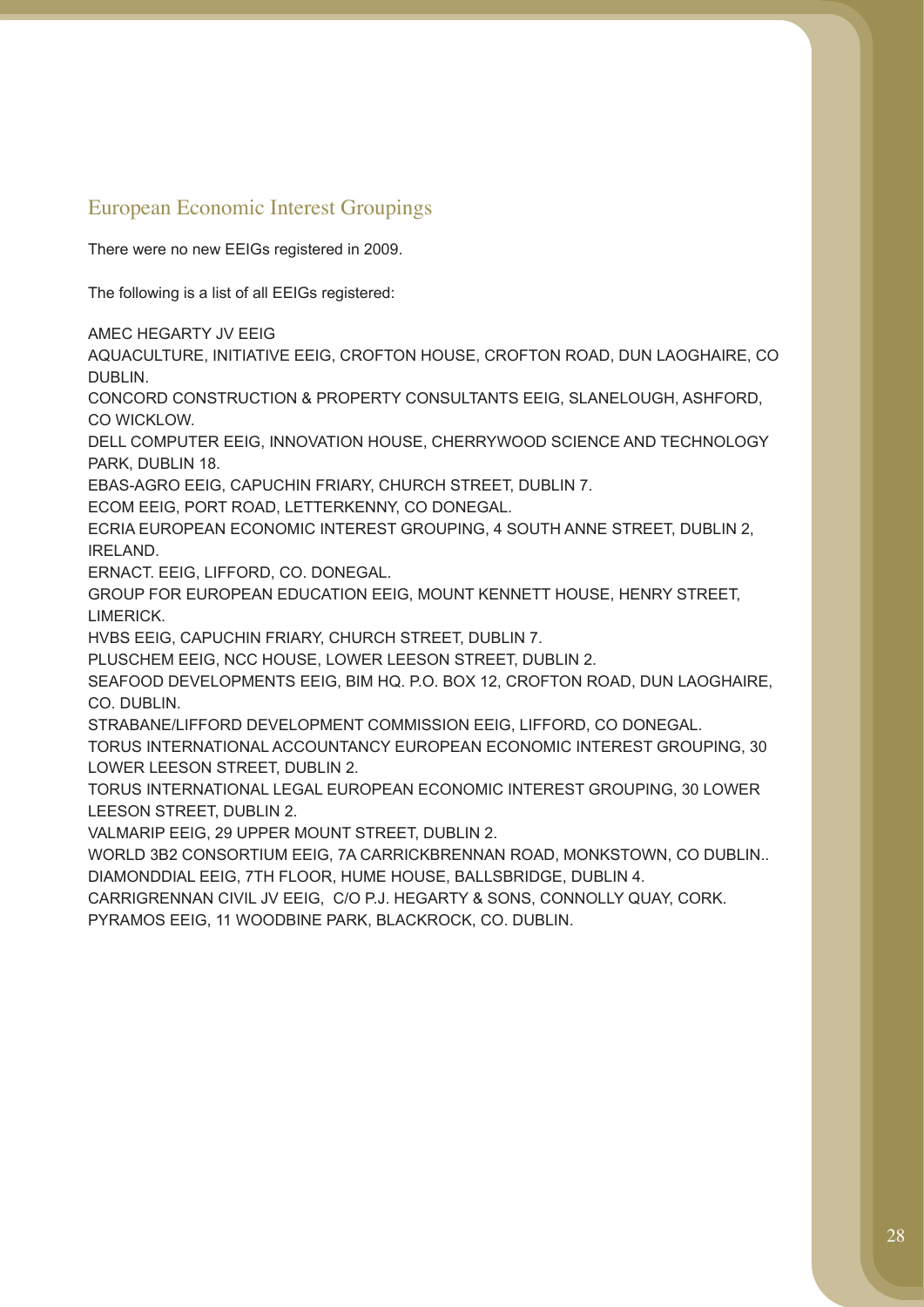## European Economic Interest Groupings

There were no new EEIGs registered in 2009.

The following is a list of all EEIGs registered:

AMEC HEGARTY JV EEIG

AQUACULTURE, INITIATIVE EEIG, CROFTON HOUSE, CROFTON ROAD, DUN LAOGHAIRE, CO DUBLIN.

CONCORD CONSTRUCTION & PROPERTY CONSULTANTS EEIG, SLANELOUGH, ASHFORD, CO WICKLOW.

DELL COMPUTER EEIG, INNOVATION HOUSE, CHERRYWOOD SCIENCE AND TECHNOLOGY PARK, DUBLIN 18.

EBAS-AGRO EEIG, CAPUCHIN FRIARY, CHURCH STREET, DUBLIN 7.

ECOM EEIG, PORT ROAD, LETTERKENNY, CO DONEGAL.

ECRIA EUROPEAN ECONOMIC INTEREST GROUPING, 4 SOUTH ANNE STREET, DUBLIN 2, IRELAND.

ERNACT. EEIG, LIFFORD, CO. DONEGAL.

GROUP FOR EUROPEAN EDUCATION EEIG, MOUNT KENNETT HOUSE, HENRY STREET, LIMERICK.

HVBS EEIG, CAPUCHIN FRIARY, CHURCH STREET, DUBLIN 7.

PLUSCHEM EEIG, NCC HOUSE, LOWER LEESON STREET, DUBLIN 2.

SEAFOOD DEVELOPMENTS EEIG, BIM HQ. P.O. BOX 12, CROFTON ROAD, DUN LAOGHAIRE, CO. DUBLIN.

STRABANE/LIFFORD DEVELOPMENT COMMISSION EEIG, LIFFORD, CO DONEGAL.

TORUS INTERNATIONAL ACCOUNTANCY EUROPEAN ECONOMIC INTEREST GROUPING, 30 LOWER LEESON STREET, DUBLIN 2.

TORUS INTERNATIONAL LEGAL EUROPEAN ECONOMIC INTEREST GROUPING, 30 LOWER LEESON STREET, DUBLIN 2.

VALMARIP EEIG, 29 UPPER MOUNT STREET, DUBLIN 2.

WORLD 3B2 CONSORTIUM EEIG, 7A CARRICKBRENNAN ROAD, MONKSTOWN, CO DUBLIN..

DIAMONDDIAL EEIG, 7TH FLOOR, HUME HOUSE, BALLSBRIDGE, DUBLIN 4.

CARRIGRENNAN CIVIL JV EEIG, C/O P.J. HEGARTY & SONS, CONNOLLY QUAY, CORK.

PYRAMOS EEIG, 11 WOODBINE PARK, BLACKROCK, CO. DUBLIN.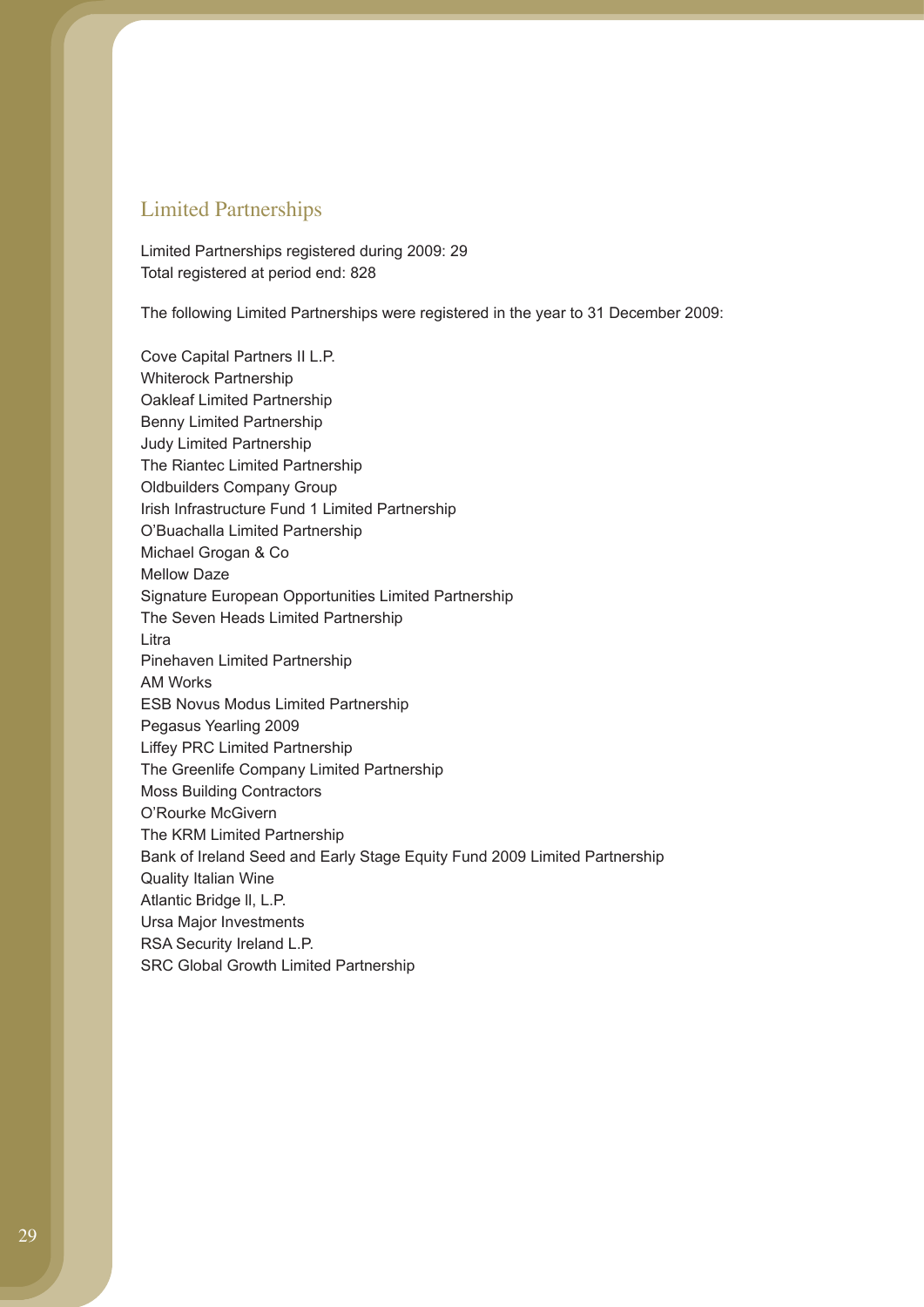## Limited Partnerships

Limited Partnerships registered during 2009: 29
Total registered at period end: 828

The following Limited Partnerships were registered in the year to 31 December 2009:

Cove Capital Partners II L.P.
Whiterock Partnership
Oakleaf Limited Partnership
Benny Limited Partnership
Judy Limited Partnership
The Riantec Limited Partnership
Oldbuilders Company Group
Irish Infrastructure Fund 1 Limited Partnership
O'Buachalla Limited Partnership
Michael Grogan & Co
Mellow Daze
Signature European Opportunities Limited Partnership
The Seven Heads Limited Partnership
Litra
Pinehaven Limited Partnership
AM Works
ESB Novus Modus Limited Partnership
Pegasus Yearling 2009
Liffey PRC Limited Partnership
The Greenlife Company Limited Partnership
Moss Building Contractors
O'Rourke McGivern
The KRM Limited Partnership
Bank of Ireland Seed and Early Stage Equity Fund 2009 Limited Partnership
Quality Italian Wine
Atlantic Bridge ll, L.P.
Ursa Major Investments
RSA Security Ireland L.P.
SRC Global Growth Limited Partnership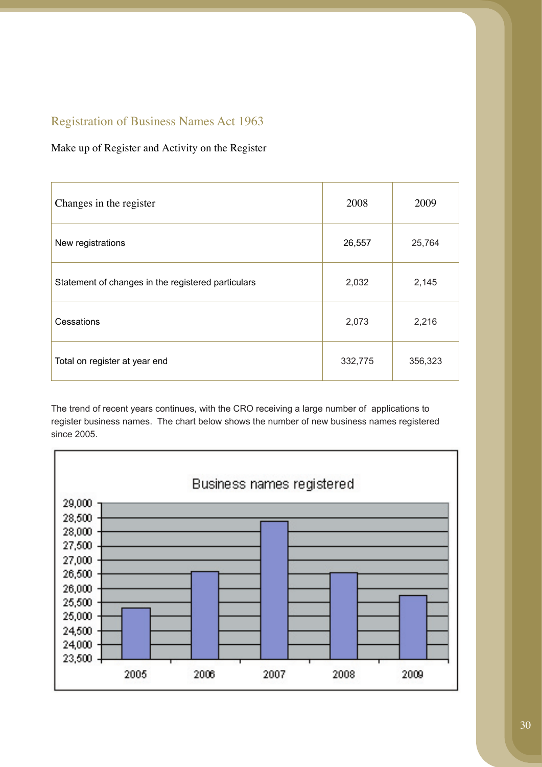## Registration of Business Names Act 1963

Make up of Register and Activity on the Register

| Changes in the register | 2008 | 2009 |
|---|---|---|
| New registrations | 26,557 | 25,764 |
| Statement of changes in the registered particulars | 2,032 | 2,145 |
| Cessations | 2,073 | 2,216 |
| Total on register at year end | 332,775 | 356,323 |

The trend of recent years continues, with the CRO receiving a large number of applications to register business names. The chart below shows the number of new business names registered since 2005.

**Business names registered**

| Year | Business names registered (approx.) |
|---|---|
| 2005 | 25,300 |
| 2006 | 26,600 |
| 2007 | 28,400 |
| 2008 | 26,557 |
| 2009 | 25,764 |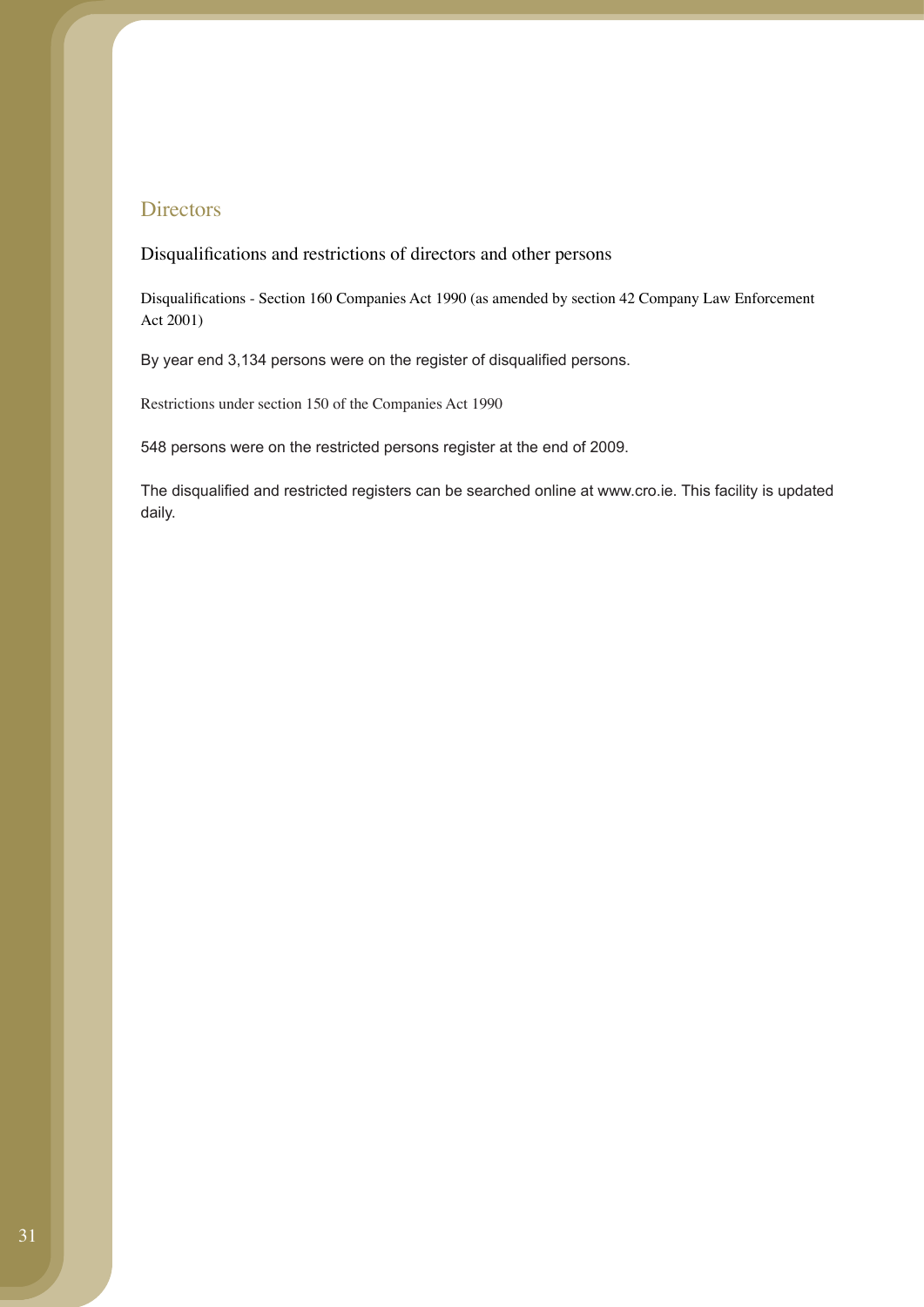## Directors

### Disqualifications and restrictions of directors and other persons

#### Disqualifications - Section 160 Companies Act 1990 (as amended by section 42 Company Law Enforcement Act 2001)

By year end 3,134 persons were on the register of disqualified persons.

#### Restrictions under section 150 of the Companies Act 1990

548 persons were on the restricted persons register at the end of 2009.

The disqualified and restricted registers can be searched online at www.cro.ie. This facility is updated daily.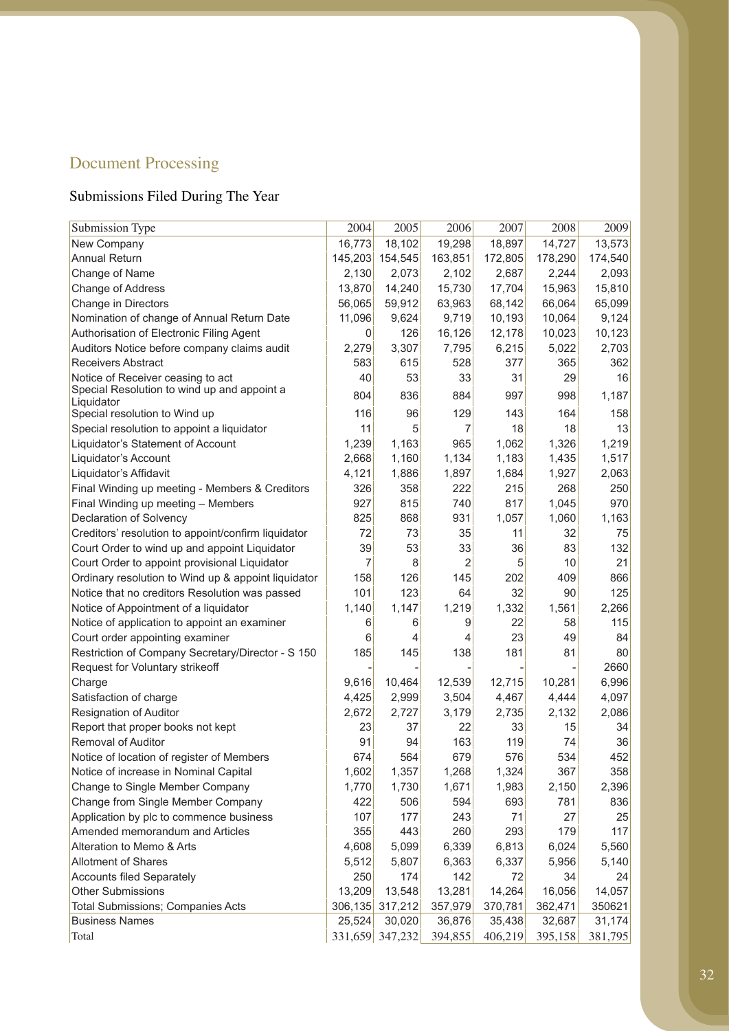# Document Processing

## Submissions Filed During The Year

| Submission Type | 2004 | 2005 | 2006 | 2007 | 2008 | 2009 |
|---|---|---|---|---|---|---|
| New Company | 16,773 | 18,102 | 19,298 | 18,897 | 14,727 | 13,573 |
| Annual Return | 145,203 | 154,545 | 163,851 | 172,805 | 178,290 | 174,540 |
| Change of Name | 2,130 | 2,073 | 2,102 | 2,687 | 2,244 | 2,093 |
| Change of Address | 13,870 | 14,240 | 15,730 | 17,704 | 15,963 | 15,810 |
| Change in Directors | 56,065 | 59,912 | 63,963 | 68,142 | 66,064 | 65,099 |
| Nomination of change of Annual Return Date | 11,096 | 9,624 | 9,719 | 10,193 | 10,064 | 9,124 |
| Authorisation of Electronic Filing Agent | 0 | 126 | 16,126 | 12,178 | 10,023 | 10,123 |
| Auditors Notice before company claims audit | 2,279 | 3,307 | 7,795 | 6,215 | 5,022 | 2,703 |
| Receivers Abstract | 583 | 615 | 528 | 377 | 365 | 362 |
| Notice of Receiver ceasing to act | 40 | 53 | 33 | 31 | 29 | 16 |
| Special Resolution to wind up and appoint a Liquidator | 804 | 836 | 884 | 997 | 998 | 1,187 |
| Special resolution to Wind up | 116 | 96 | 129 | 143 | 164 | 158 |
| Special resolution to appoint a liquidator | 11 | 5 | 7 | 18 | 18 | 13 |
| Liquidator's Statement of Account | 1,239 | 1,163 | 965 | 1,062 | 1,326 | 1,219 |
| Liquidator's Account | 2,668 | 1,160 | 1,134 | 1,183 | 1,435 | 1,517 |
| Liquidator's Affidavit | 4,121 | 1,886 | 1,897 | 1,684 | 1,927 | 2,063 |
| Final Winding up meeting - Members & Creditors | 326 | 358 | 222 | 215 | 268 | 250 |
| Final Winding up meeting – Members | 927 | 815 | 740 | 817 | 1,045 | 970 |
| Declaration of Solvency | 825 | 868 | 931 | 1,057 | 1,060 | 1,163 |
| Creditors' resolution to appoint/confirm liquidator | 72 | 73 | 35 | 11 | 32 | 75 |
| Court Order to wind up and appoint Liquidator | 39 | 53 | 33 | 36 | 83 | 132 |
| Court Order to appoint provisional Liquidator | 7 | 8 | 2 | 5 | 10 | 21 |
| Ordinary resolution to Wind up & appoint liquidator | 158 | 126 | 145 | 202 | 409 | 866 |
| Notice that no creditors Resolution was passed | 101 | 123 | 64 | 32 | 90 | 125 |
| Notice of Appointment of a liquidator | 1,140 | 1,147 | 1,219 | 1,332 | 1,561 | 2,266 |
| Notice of application to appoint an examiner | 6 | 6 | 9 | 22 | 58 | 115 |
| Court order appointing examiner | 6 | 4 | 4 | 23 | 49 | 84 |
| Restriction of Company Secretary/Director - S 150 | 185 | 145 | 138 | 181 | 81 | 80 |
| Request for Voluntary strikeoff | - | - | - | - | - | 2660 |
| Charge | 9,616 | 10,464 | 12,539 | 12,715 | 10,281 | 6,996 |
| Satisfaction of charge | 4,425 | 2,999 | 3,504 | 4,467 | 4,444 | 4,097 |
| Resignation of Auditor | 2,672 | 2,727 | 3,179 | 2,735 | 2,132 | 2,086 |
| Report that proper books not kept | 23 | 37 | 22 | 33 | 15 | 34 |
| Removal of Auditor | 91 | 94 | 163 | 119 | 74 | 36 |
| Notice of location of register of Members | 674 | 564 | 679 | 576 | 534 | 452 |
| Notice of increase in Nominal Capital | 1,602 | 1,357 | 1,268 | 1,324 | 367 | 358 |
| Change to Single Member Company | 1,770 | 1,730 | 1,671 | 1,983 | 2,150 | 2,396 |
| Change from Single Member Company | 422 | 506 | 594 | 693 | 781 | 836 |
| Application by plc to commence business | 107 | 177 | 243 | 71 | 27 | 25 |
| Amended memorandum and Articles | 355 | 443 | 260 | 293 | 179 | 117 |
| Alteration to Memo & Arts | 4,608 | 5,099 | 6,339 | 6,813 | 6,024 | 5,560 |
| Allotment of Shares | 5,512 | 5,807 | 6,363 | 6,337 | 5,956 | 5,140 |
| Accounts filed Separately | 250 | 174 | 142 | 72 | 34 | 24 |
| Other Submissions | 13,209 | 13,548 | 13,281 | 14,264 | 16,056 | 14,057 |
| Total Submissions; Companies Acts | 306,135 | 317,212 | 357,979 | 370,781 | 362,471 | 350621 |
| Business Names | 25,524 | 30,020 | 36,876 | 35,438 | 32,687 | 31,174 |
| Total | 331,659 | 347,232 | 394,855 | 406,219 | 395,158 | 381,795 |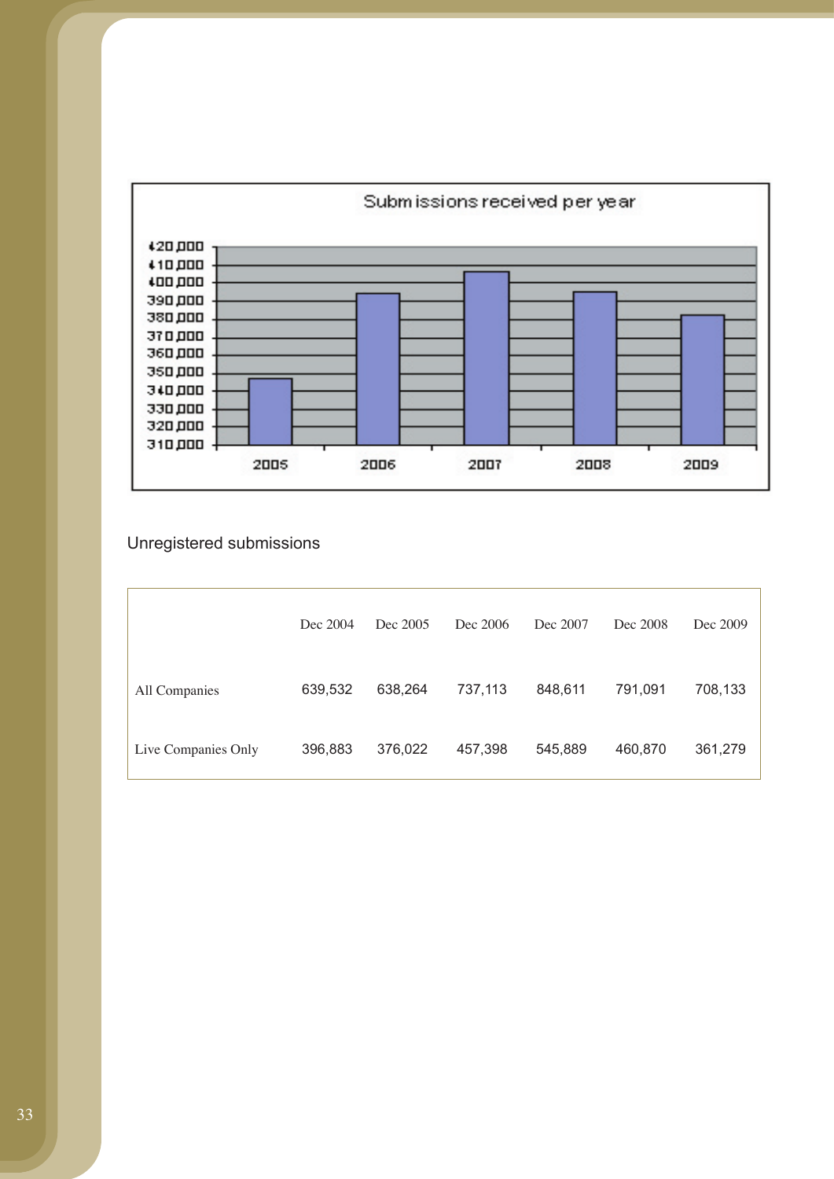Submissions received per year

Unregistered submissions

| | Dec 2004 | Dec 2005 | Dec 2006 | Dec 2007 | Dec 2008 | Dec 2009 |
|---|---|---|---|---|---|---|
| All Companies | 639,532 | 638,264 | 737,113 | 848,611 | 791,091 | 708,133 |
| Live Companies Only | 396,883 | 376,022 | 457,398 | 545,889 | 460,870 | 361,279 |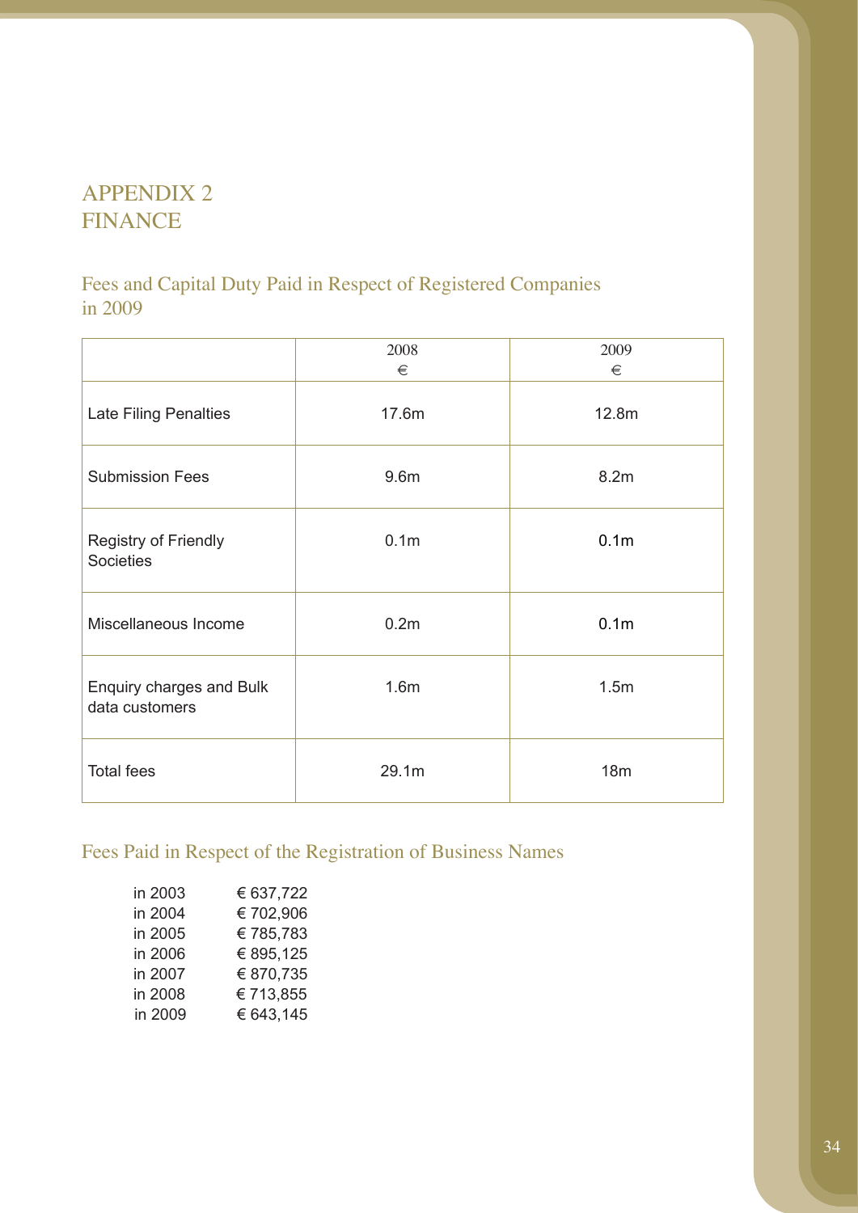# APPENDIX 2
# FINANCE

## Fees and Capital Duty Paid in Respect of Registered Companies in 2009

| | 2008<br>€ | 2009<br>€ |
|---|---|---|
| Late Filing Penalties | 17.6m | 12.8m |
| Submission Fees | 9.6m | 8.2m |
| Registry of Friendly Societies | 0.1m | 0.1m |
| Miscellaneous Income | 0.2m | 0.1m |
| Enquiry charges and Bulk data customers | 1.6m | 1.5m |
| Total fees | 29.1m | 18m |

## Fees Paid in Respect of the Registration of Business Names

| | |
|---|---|
| in 2003 | € 637,722 |
| in 2004 | € 702,906 |
| in 2005 | € 785,783 |
| in 2006 | € 895,125 |
| in 2007 | € 870,735 |
| in 2008 | € 713,855 |
| in 2009 | € 643,145 |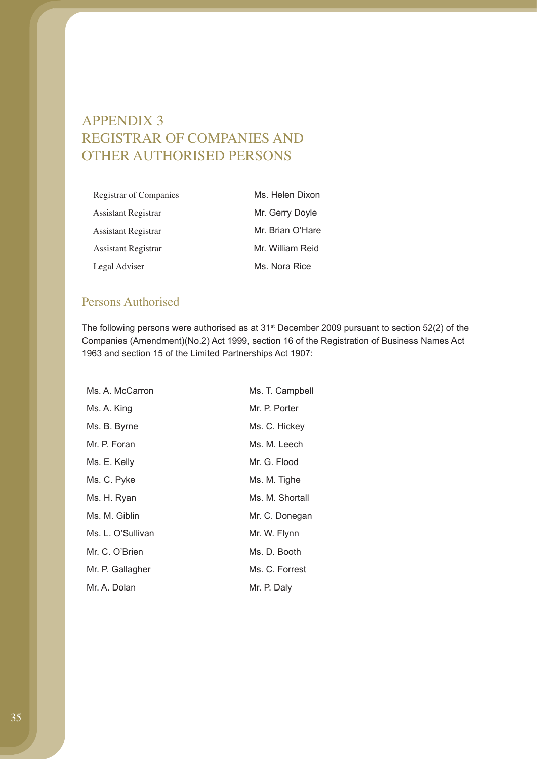# APPENDIX 3
# REGISTRAR OF COMPANIES AND OTHER AUTHORISED PERSONS

| | |
|---|---|
| Registrar of Companies | Ms. Helen Dixon |
| Assistant Registrar | Mr. Gerry Doyle |
| Assistant Registrar | Mr. Brian O'Hare |
| Assistant Registrar | Mr. William Reid |
| Legal Adviser | Ms. Nora Rice |

## Persons Authorised

The following persons were authorised as at 31st December 2009 pursuant to section 52(2) of the Companies (Amendment)(No.2) Act 1999, section 16 of the Registration of Business Names Act 1963 and section 15 of the Limited Partnerships Act 1907:

| | |
|---|---|
| Ms. A. McCarron | Ms. T. Campbell |
| Ms. A. King | Mr. P. Porter |
| Ms. B. Byrne | Ms. C. Hickey |
| Mr. P. Foran | Ms. M. Leech |
| Ms. E. Kelly | Mr. G. Flood |
| Ms. C. Pyke | Ms. M. Tighe |
| Ms. H. Ryan | Ms. M. Shortall |
| Ms. M. Giblin | Mr. C. Donegan |
| Ms. L. O'Sullivan | Mr. W. Flynn |
| Mr. C. O'Brien | Ms. D. Booth |
| Mr. P. Gallagher | Ms. C. Forrest |
| Mr. A. Dolan | Mr. P. Daly |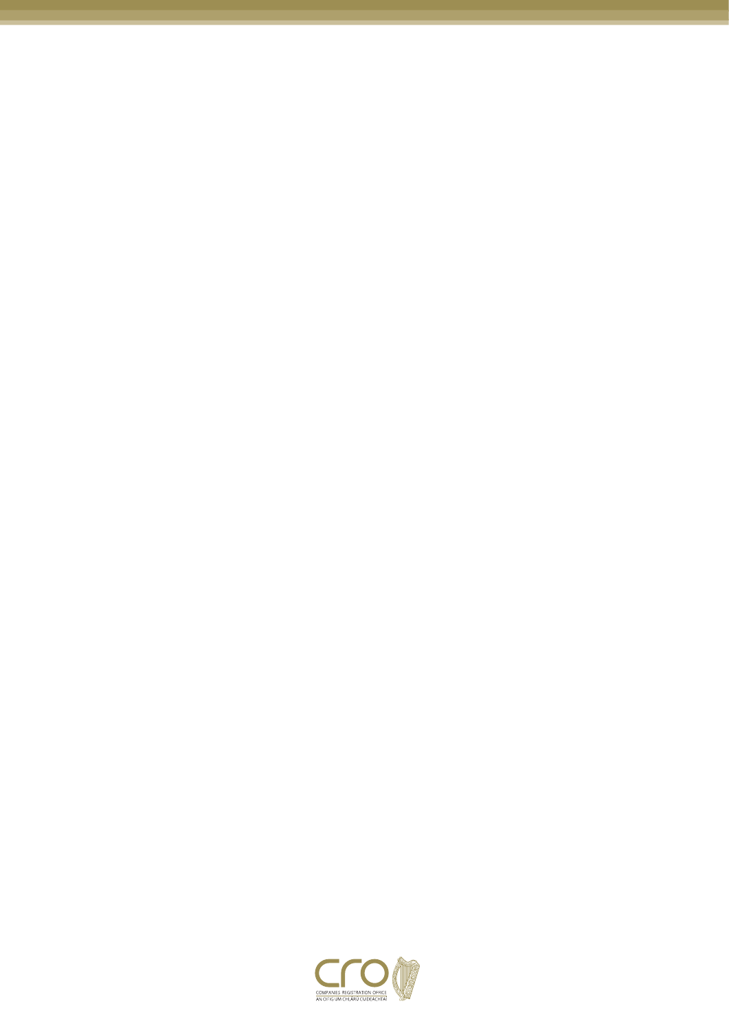COMPANIES REGISTRATION OFFICE
AN OIFIG UM CHLÁRÚ CUIDEACHTAÍ